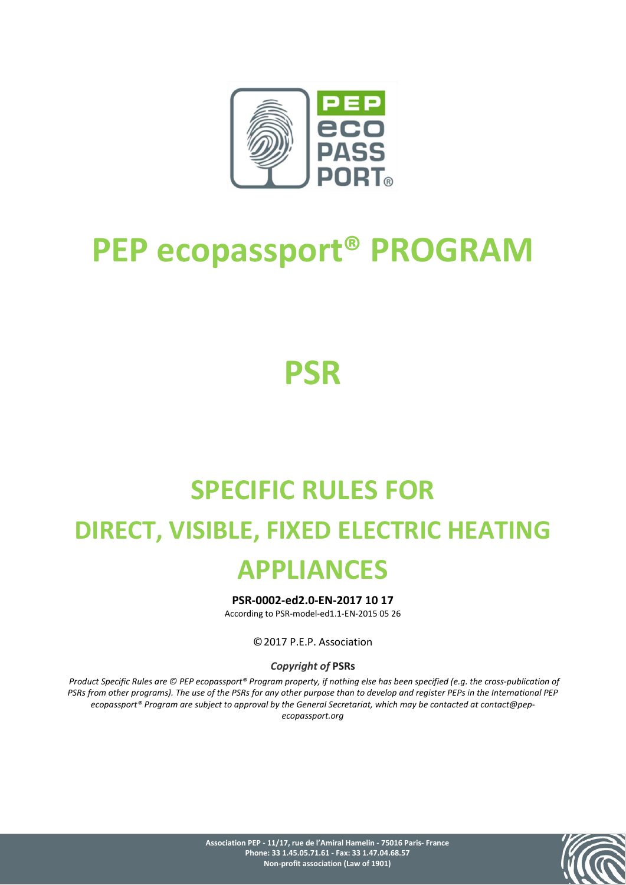# PEP ecopassport® PROGRAM

# PSR

# SPECIFIC RULES FOR DIRECT, VISIBLE, FIXED ELECTRIC HEATING APPLIANCES

**PSR-0002-ed2.0-EN-2017 10 17**

According to PSR-model-ed1.1-EN-2015 05 26

© 2017 P.E.P. Association

***Copyright of* PSRs**

*Product Specific Rules are © PEP ecopassport® Program property, if nothing else has been specified (e.g. the cross-publication of PSRs from other programs). The use of the PSRs for any other purpose than to develop and register PEPs in the International PEP ecopassport® Program are subject to approval by the General Secretariat, which may be contacted at contact@pep-ecopassport.org*

**Association PEP - 11/17, rue de l'Amiral Hamelin - 75016 Paris- France**
**Phone: 33 1.45.05.71.61 - Fax: 33 1.47.04.68.57**
**Non-profit association (Law of 1901)**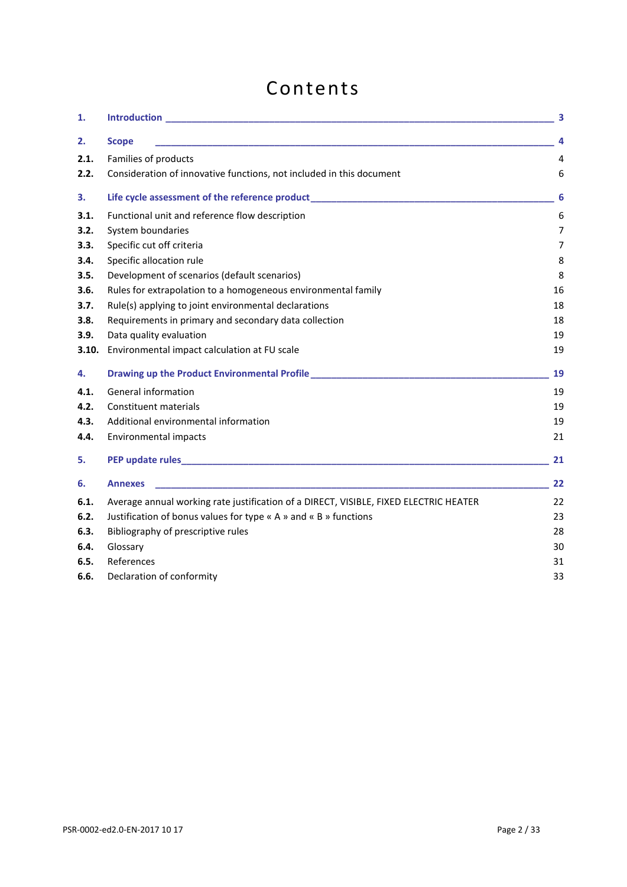# Contents

| | | |
|---|---|---|
| **1.** | **Introduction** | **3** |
| **2.** | **Scope** | **4** |
| **2.1.** | Families of products | 4 |
| **2.2.** | Consideration of innovative functions, not included in this document | 6 |
| **3.** | **Life cycle assessment of the reference product** | **6** |
| **3.1.** | Functional unit and reference flow description | 6 |
| **3.2.** | System boundaries | 7 |
| **3.3.** | Specific cut off criteria | 7 |
| **3.4.** | Specific allocation rule | 8 |
| **3.5.** | Development of scenarios (default scenarios) | 8 |
| **3.6.** | Rules for extrapolation to a homogeneous environmental family | 16 |
| **3.7.** | Rule(s) applying to joint environmental declarations | 18 |
| **3.8.** | Requirements in primary and secondary data collection | 18 |
| **3.9.** | Data quality evaluation | 19 |
| **3.10.** | Environmental impact calculation at FU scale | 19 |
| **4.** | **Drawing up the Product Environmental Profile** | **19** |
| **4.1.** | General information | 19 |
| **4.2.** | Constituent materials | 19 |
| **4.3.** | Additional environmental information | 19 |
| **4.4.** | Environmental impacts | 21 |
| **5.** | **PEP update rules** | **21** |
| **6.** | **Annexes** | **22** |
| **6.1.** | Average annual working rate justification of a DIRECT, VISIBLE, FIXED ELECTRIC HEATER | 22 |
| **6.2.** | Justification of bonus values for type « A » and « B » functions | 23 |
| **6.3.** | Bibliography of prescriptive rules | 28 |
| **6.4.** | Glossary | 30 |
| **6.5.** | References | 31 |
| **6.6.** | Declaration of conformity | 33 |

PSR-0002-ed2.0-EN-2017 10 17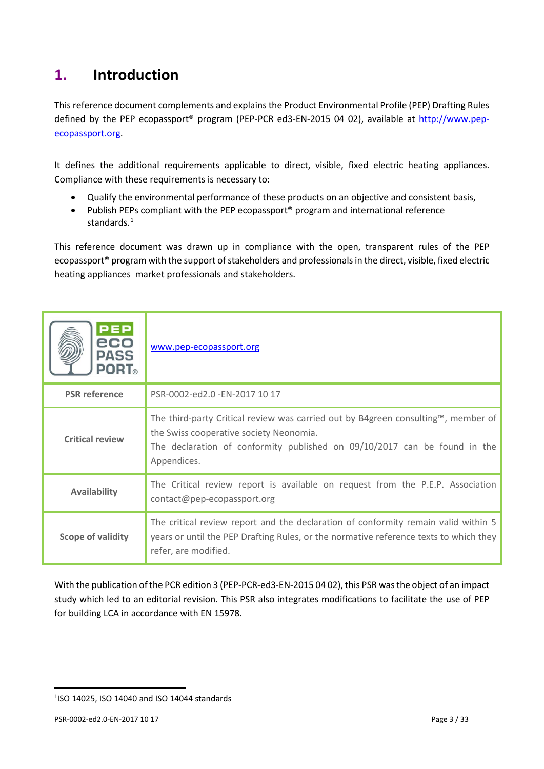# 1. Introduction

This reference document complements and explains the Product Environmental Profile (PEP) Drafting Rules defined by the PEP ecopassport® program (PEP-PCR ed3-EN-2015 04 02), available at http://www.pep-ecopassport.org.

It defines the additional requirements applicable to direct, visible, fixed electric heating appliances. Compliance with these requirements is necessary to:

- Qualify the environmental performance of these products on an objective and consistent basis,
- Publish PEPs compliant with the PEP ecopassport® program and international reference standards.[1]

This reference document was drawn up in compliance with the open, transparent rules of the PEP ecopassport® program with the support of stakeholders and professionals in the direct, visible, fixed electric heating appliances market professionals and stakeholders.

| PEP eco PASS PORT® | www.pep-ecopassport.org |
|---|---|
| **PSR reference** | PSR-0002-ed2.0 -EN-2017 10 17 |
| **Critical review** | The third-party Critical review was carried out by B4green consulting™, member of the Swiss cooperative society Neonomia.<br>The declaration of conformity published on 09/10/2017 can be found in the Appendices. |
| **Availability** | The Critical review report is available on request from the P.E.P. Association contact@pep-ecopassport.org |
| **Scope of validity** | The critical review report and the declaration of conformity remain valid within 5 years or until the PEP Drafting Rules, or the normative reference texts to which they refer, are modified. |

With the publication of the PCR edition 3 (PEP-PCR-ed3-EN-2015 04 02), this PSR was the object of an impact study which led to an editorial revision. This PSR also integrates modifications to facilitate the use of PEP for building LCA in accordance with EN 15978.

[1] ISO 14025, ISO 14040 and ISO 14044 standards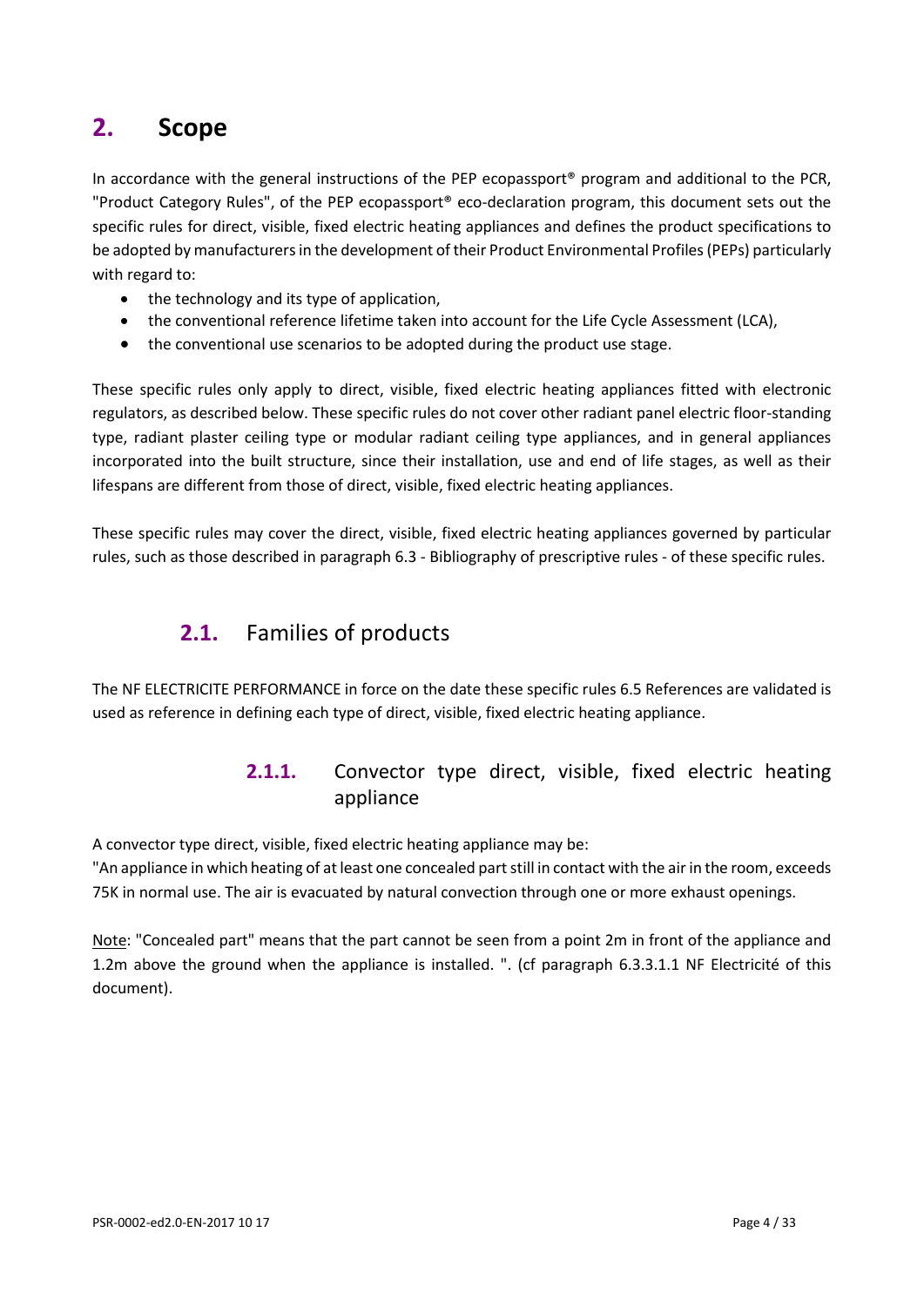# 2. Scope

In accordance with the general instructions of the PEP ecopassport® program and additional to the PCR, "Product Category Rules", of the PEP ecopassport® eco-declaration program, this document sets out the specific rules for direct, visible, fixed electric heating appliances and defines the product specifications to be adopted by manufacturers in the development of their Product Environmental Profiles (PEPs) particularly with regard to:

- the technology and its type of application,
- the conventional reference lifetime taken into account for the Life Cycle Assessment (LCA),
- the conventional use scenarios to be adopted during the product use stage.

These specific rules only apply to direct, visible, fixed electric heating appliances fitted with electronic regulators, as described below. These specific rules do not cover other radiant panel electric floor-standing type, radiant plaster ceiling type or modular radiant ceiling type appliances, and in general appliances incorporated into the built structure, since their installation, use and end of life stages, as well as their lifespans are different from those of direct, visible, fixed electric heating appliances.

These specific rules may cover the direct, visible, fixed electric heating appliances governed by particular rules, such as those described in paragraph 6.3 - Bibliography of prescriptive rules - of these specific rules.

## 2.1. Families of products

The NF ELECTRICITE PERFORMANCE in force on the date these specific rules 6.5 References are validated is used as reference in defining each type of direct, visible, fixed electric heating appliance.

### 2.1.1. Convector type direct, visible, fixed electric heating appliance

A convector type direct, visible, fixed electric heating appliance may be:

"An appliance in which heating of at least one concealed part still in contact with the air in the room, exceeds 75K in normal use. The air is evacuated by natural convection through one or more exhaust openings.

Note: "Concealed part" means that the part cannot be seen from a point 2m in front of the appliance and 1.2m above the ground when the appliance is installed. ". (cf paragraph 6.3.3.1.1 NF Electricité of this document).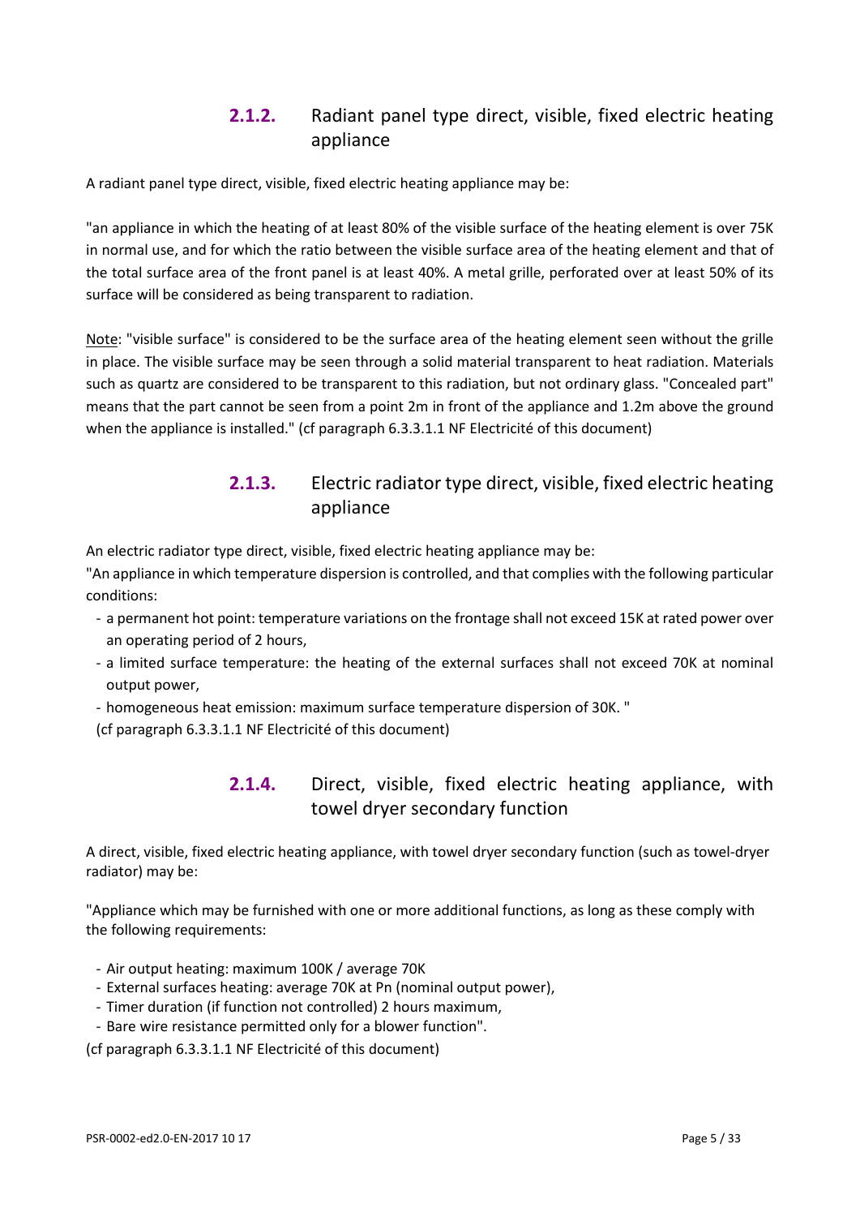### 2.1.2. Radiant panel type direct, visible, fixed electric heating appliance

A radiant panel type direct, visible, fixed electric heating appliance may be:

"an appliance in which the heating of at least 80% of the visible surface of the heating element is over 75K in normal use, and for which the ratio between the visible surface area of the heating element and that of the total surface area of the front panel is at least 40%. A metal grille, perforated over at least 50% of its surface will be considered as being transparent to radiation.

Note: "visible surface" is considered to be the surface area of the heating element seen without the grille in place. The visible surface may be seen through a solid material transparent to heat radiation. Materials such as quartz are considered to be transparent to this radiation, but not ordinary glass. "Concealed part" means that the part cannot be seen from a point 2m in front of the appliance and 1.2m above the ground when the appliance is installed." (cf paragraph 6.3.3.1.1 NF Electricité of this document)

### 2.1.3. Electric radiator type direct, visible, fixed electric heating appliance

An electric radiator type direct, visible, fixed electric heating appliance may be:

"An appliance in which temperature dispersion is controlled, and that complies with the following particular conditions:

- a permanent hot point: temperature variations on the frontage shall not exceed 15K at rated power over an operating period of 2 hours,
- a limited surface temperature: the heating of the external surfaces shall not exceed 70K at nominal output power,
- homogeneous heat emission: maximum surface temperature dispersion of 30K. "

(cf paragraph 6.3.3.1.1 NF Electricité of this document)

### 2.1.4. Direct, visible, fixed electric heating appliance, with towel dryer secondary function

A direct, visible, fixed electric heating appliance, with towel dryer secondary function (such as towel-dryer radiator) may be:

"Appliance which may be furnished with one or more additional functions, as long as these comply with the following requirements:

- Air output heating: maximum 100K / average 70K
- External surfaces heating: average 70K at Pn (nominal output power),
- Timer duration (if function not controlled) 2 hours maximum,
- Bare wire resistance permitted only for a blower function".

(cf paragraph 6.3.3.1.1 NF Electricité of this document)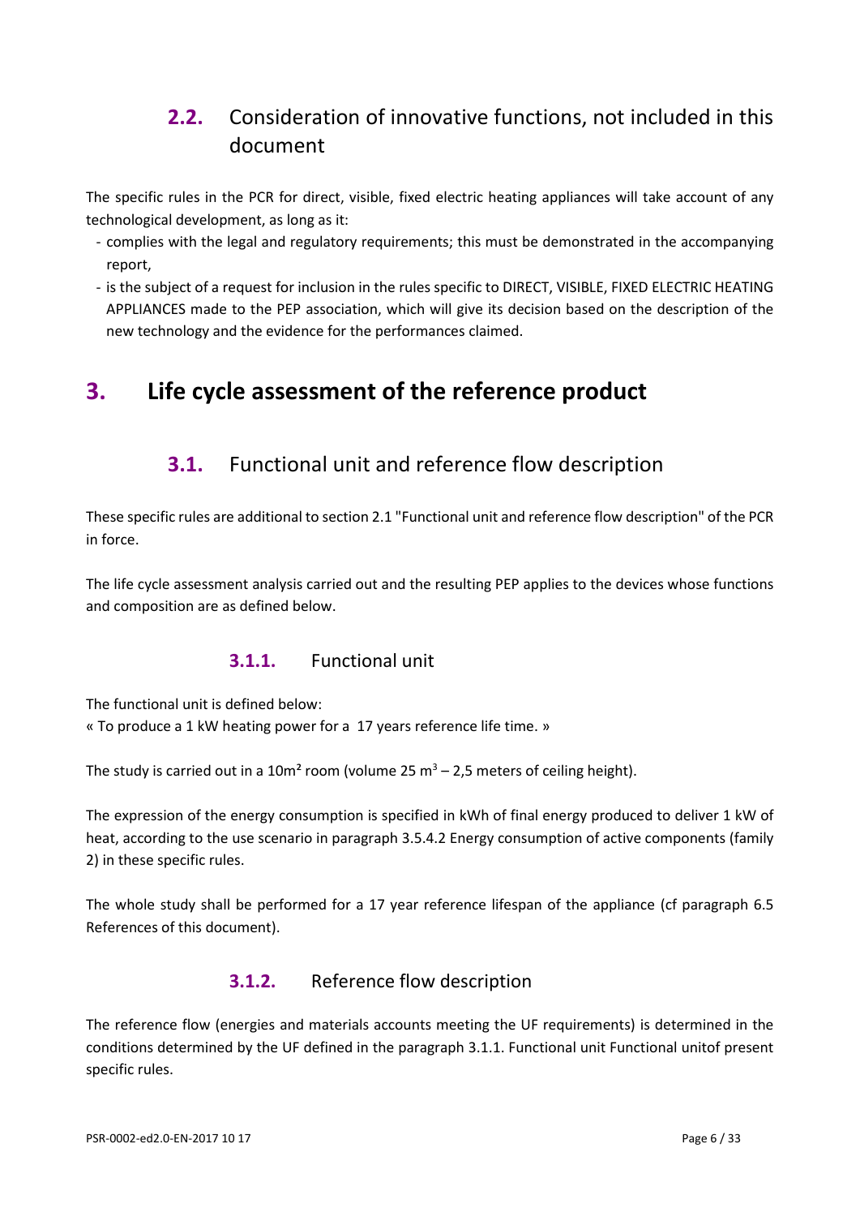## 2.2. Consideration of innovative functions, not included in this document

The specific rules in the PCR for direct, visible, fixed electric heating appliances will take account of any technological development, as long as it:

- complies with the legal and regulatory requirements; this must be demonstrated in the accompanying report,
- is the subject of a request for inclusion in the rules specific to DIRECT, VISIBLE, FIXED ELECTRIC HEATING APPLIANCES made to the PEP association, which will give its decision based on the description of the new technology and the evidence for the performances claimed.

# 3. Life cycle assessment of the reference product

## 3.1. Functional unit and reference flow description

These specific rules are additional to section 2.1 "Functional unit and reference flow description" of the PCR in force.

The life cycle assessment analysis carried out and the resulting PEP applies to the devices whose functions and composition are as defined below.

### 3.1.1. Functional unit

The functional unit is defined below:
« To produce a 1 kW heating power for a 17 years reference life time. »

The study is carried out in a 10m² room (volume 25 $m^3$ – 2,5 meters of ceiling height).

The expression of the energy consumption is specified in kWh of final energy produced to deliver 1 kW of heat, according to the use scenario in paragraph 3.5.4.2 Energy consumption of active components (family 2) in these specific rules.

The whole study shall be performed for a 17 year reference lifespan of the appliance (cf paragraph 6.5 References of this document).

### 3.1.2. Reference flow description

The reference flow (energies and materials accounts meeting the UF requirements) is determined in the conditions determined by the UF defined in the paragraph 3.1.1. Functional unit Functional unitof present specific rules.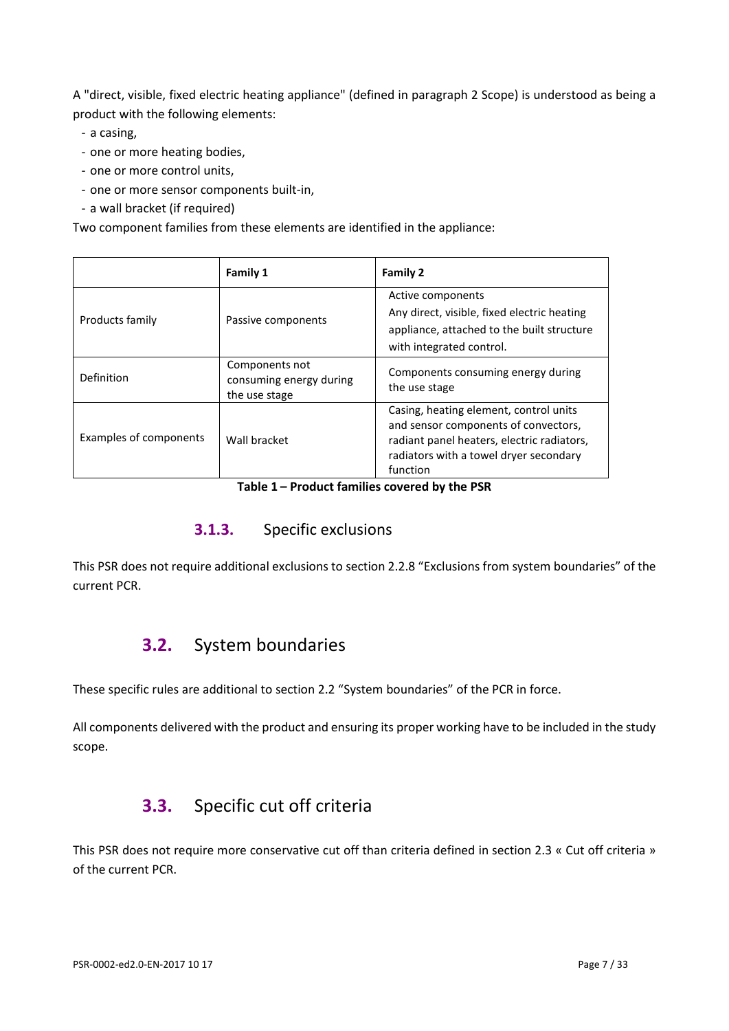A "direct, visible, fixed electric heating appliance" (defined in paragraph 2 Scope) is understood as being a product with the following elements:

- a casing,
- one or more heating bodies,
- one or more control units,
- one or more sensor components built-in,
- a wall bracket (if required)

Two component families from these elements are identified in the appliance:

| | Family 1 | Family 2 |
|---|---|---|
| Products family | Passive components | Active components<br>Any direct, visible, fixed electric heating appliance, attached to the built structure with integrated control. |
| Definition | Components not consuming energy during the use stage | Components consuming energy during the use stage |
| Examples of components | Wall bracket | Casing, heating element, control units and sensor components of convectors, radiant panel heaters, electric radiators, radiators with a towel dryer secondary function |

**Table 1 – Product families covered by the PSR**

### 3.1.3. Specific exclusions

This PSR does not require additional exclusions to section 2.2.8 “Exclusions from system boundaries” of the current PCR.

## 3.2. System boundaries

These specific rules are additional to section 2.2 “System boundaries” of the PCR in force.

All components delivered with the product and ensuring its proper working have to be included in the study scope.

## 3.3. Specific cut off criteria

This PSR does not require more conservative cut off than criteria defined in section 2.3 « Cut off criteria » of the current PCR.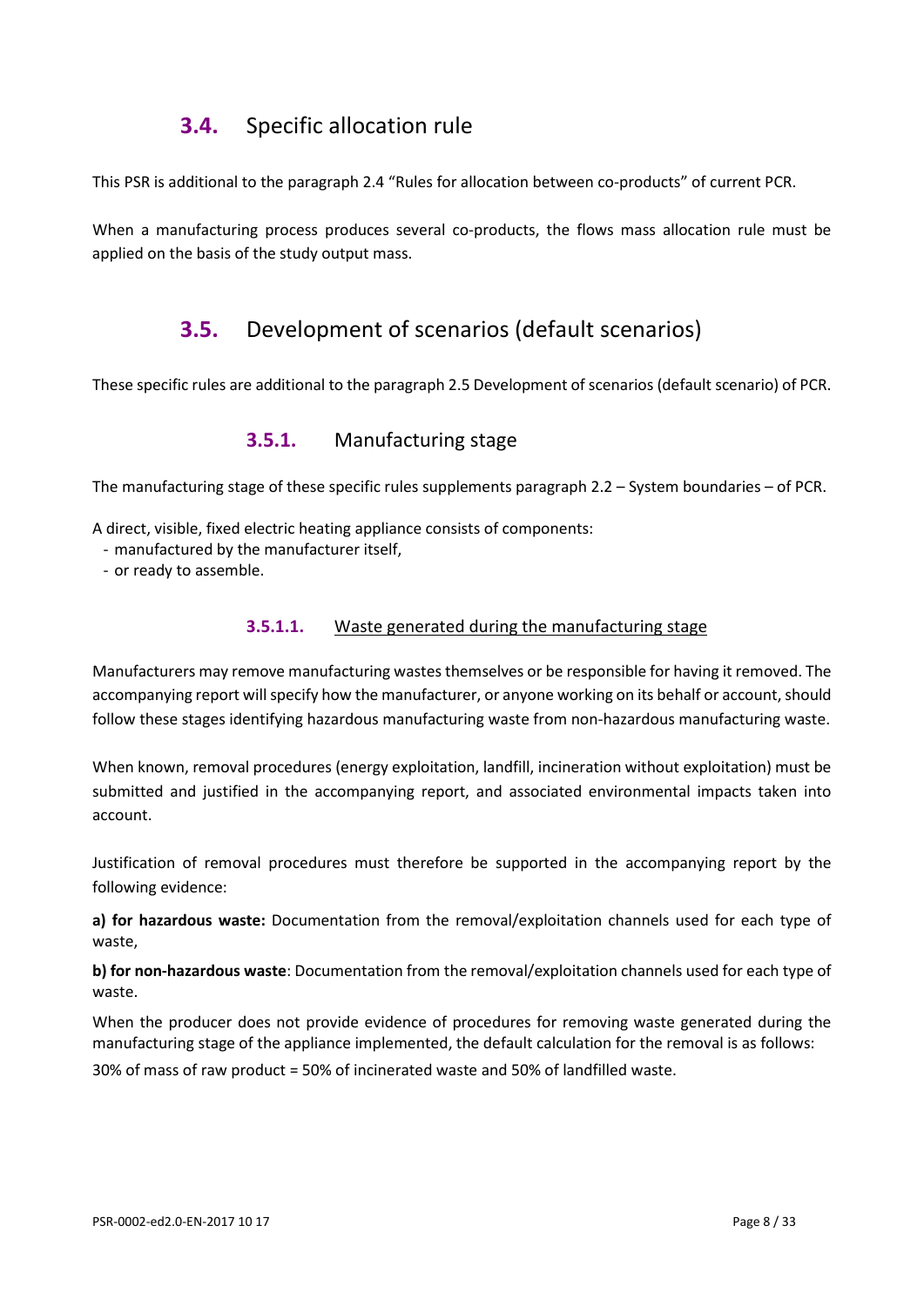## 3.4. Specific allocation rule

This PSR is additional to the paragraph 2.4 “Rules for allocation between co-products” of current PCR.

When a manufacturing process produces several co-products, the flows mass allocation rule must be applied on the basis of the study output mass.

## 3.5. Development of scenarios (default scenarios)

These specific rules are additional to the paragraph 2.5 Development of scenarios (default scenario) of PCR.

### 3.5.1. Manufacturing stage

The manufacturing stage of these specific rules supplements paragraph 2.2 – System boundaries – of PCR.

A direct, visible, fixed electric heating appliance consists of components:

- manufactured by the manufacturer itself,
- or ready to assemble.

#### 3.5.1.1. Waste generated during the manufacturing stage

Manufacturers may remove manufacturing wastes themselves or be responsible for having it removed. The accompanying report will specify how the manufacturer, or anyone working on its behalf or account, should follow these stages identifying hazardous manufacturing waste from non-hazardous manufacturing waste.

When known, removal procedures (energy exploitation, landfill, incineration without exploitation) must be submitted and justified in the accompanying report, and associated environmental impacts taken into account.

Justification of removal procedures must therefore be supported in the accompanying report by the following evidence:

**a) for hazardous waste:** Documentation from the removal/exploitation channels used for each type of waste,

**b) for non-hazardous waste**: Documentation from the removal/exploitation channels used for each type of waste.

When the producer does not provide evidence of procedures for removing waste generated during the manufacturing stage of the appliance implemented, the default calculation for the removal is as follows:

30% of mass of raw product = 50% of incinerated waste and 50% of landfilled waste.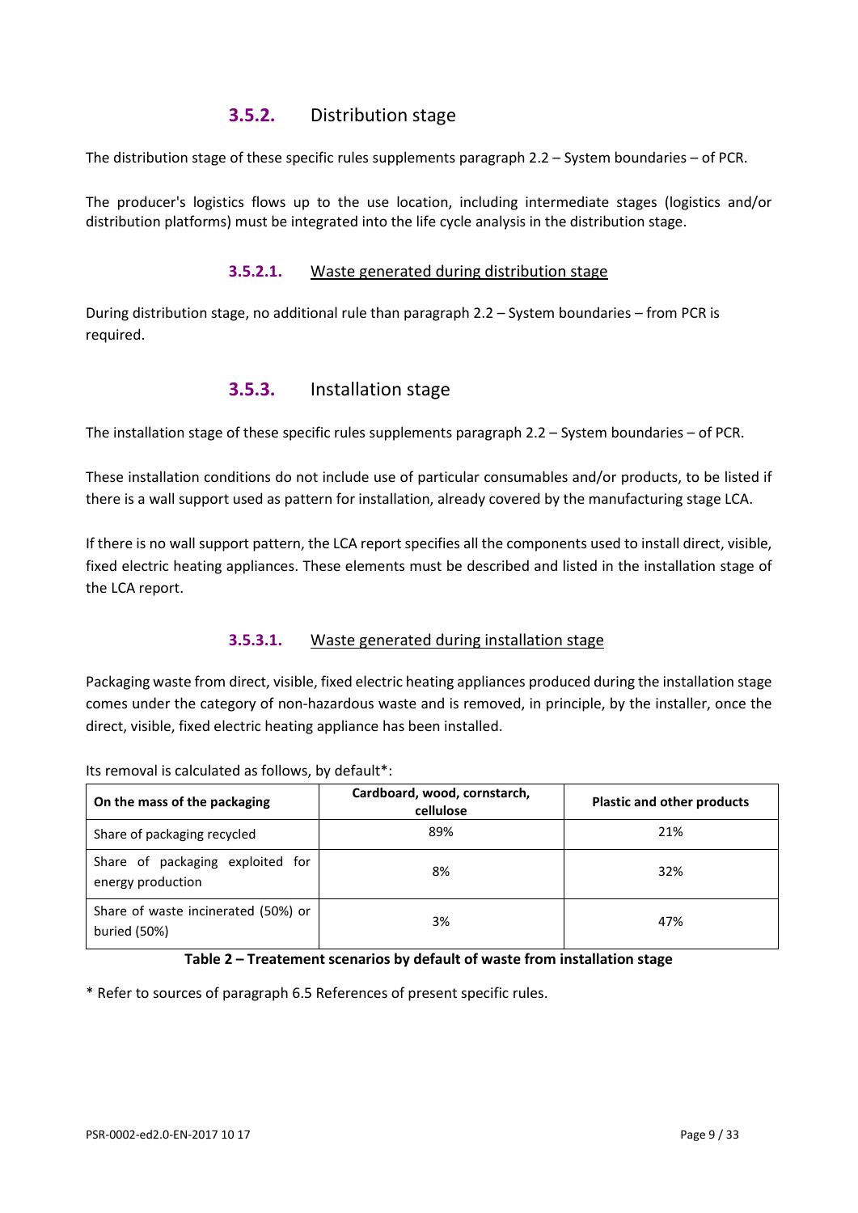### 3.5.2. Distribution stage

The distribution stage of these specific rules supplements paragraph 2.2 – System boundaries – of PCR.

The producer's logistics flows up to the use location, including intermediate stages (logistics and/or distribution platforms) must be integrated into the life cycle analysis in the distribution stage.

#### 3.5.2.1. Waste generated during distribution stage

During distribution stage, no additional rule than paragraph 2.2 – System boundaries – from PCR is required.

### 3.5.3. Installation stage

The installation stage of these specific rules supplements paragraph 2.2 – System boundaries – of PCR.

These installation conditions do not include use of particular consumables and/or products, to be listed if there is a wall support used as pattern for installation, already covered by the manufacturing stage LCA.

If there is no wall support pattern, the LCA report specifies all the components used to install direct, visible, fixed electric heating appliances. These elements must be described and listed in the installation stage of the LCA report.

#### 3.5.3.1. Waste generated during installation stage

Packaging waste from direct, visible, fixed electric heating appliances produced during the installation stage comes under the category of non-hazardous waste and is removed, in principle, by the installer, once the direct, visible, fixed electric heating appliance has been installed.

Its removal is calculated as follows, by default*:

| On the mass of the packaging | Cardboard, wood, cornstarch, cellulose | Plastic and other products |
|---|---|---|
| Share of packaging recycled | 89% | 21% |
| Share of packaging exploited for energy production | 8% | 32% |
| Share of waste incinerated (50%) or buried (50%) | 3% | 47% |

**Table 2 – Treatement scenarios by default of waste from installation stage**

* Refer to sources of paragraph 6.5 References of present specific rules.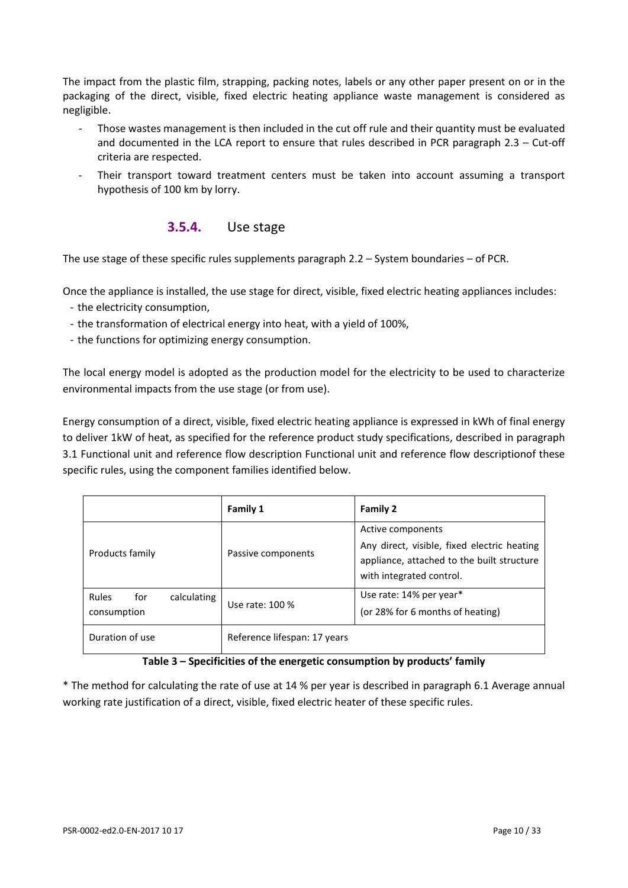The impact from the plastic film, strapping, packing notes, labels or any other paper present on or in the packaging of the direct, visible, fixed electric heating appliance waste management is considered as negligible.

- Those wastes management is then included in the cut off rule and their quantity must be evaluated and documented in the LCA report to ensure that rules described in PCR paragraph 2.3 – Cut-off criteria are respected.
- Their transport toward treatment centers must be taken into account assuming a transport hypothesis of 100 km by lorry.

### 3.5.4. Use stage

The use stage of these specific rules supplements paragraph 2.2 – System boundaries – of PCR.

Once the appliance is installed, the use stage for direct, visible, fixed electric heating appliances includes:

- the electricity consumption,
- the transformation of electrical energy into heat, with a yield of 100%,
- the functions for optimizing energy consumption.

The local energy model is adopted as the production model for the electricity to be used to characterize environmental impacts from the use stage (or from use).

Energy consumption of a direct, visible, fixed electric heating appliance is expressed in kWh of final energy to deliver 1kW of heat, as specified for the reference product study specifications, described in paragraph 3.1 Functional unit and reference flow description Functional unit and reference flow descriptionof these specific rules, using the component families identified below.

| | **Family 1** | **Family 2** |
|---|---|---|
| Products family | Passive components | Active components<br>Any direct, visible, fixed electric heating appliance, attached to the built structure with integrated control. |
| Rules for calculating consumption | Use rate: 100 % | Use rate: 14% per year*<br>(or 28% for 6 months of heating) |
| Duration of use | Reference lifespan: 17 years | |

**Table 3 – Specificities of the energetic consumption by products' family**

* The method for calculating the rate of use at 14 % per year is described in paragraph 6.1 Average annual working rate justification of a direct, visible, fixed electric heater of these specific rules.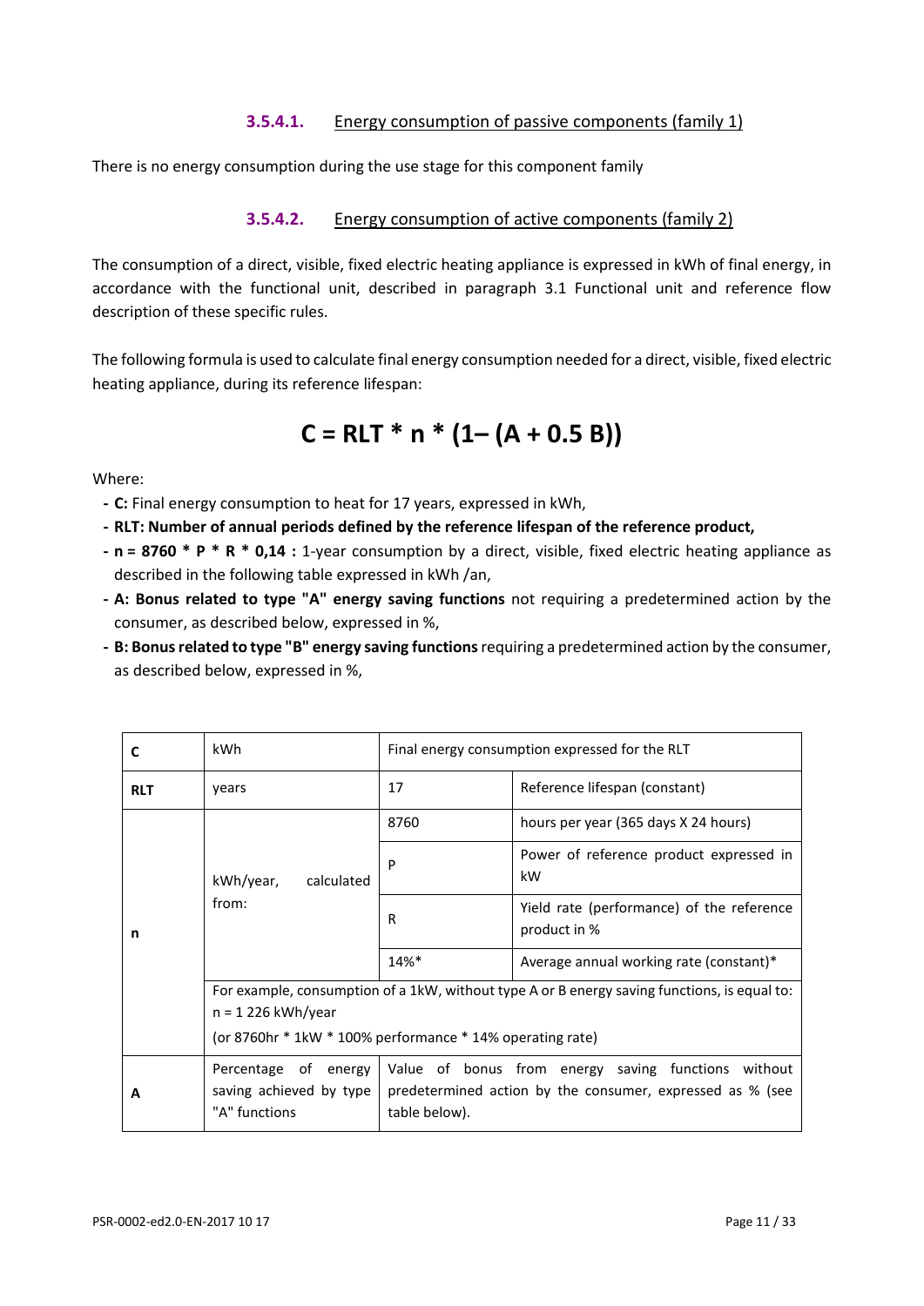#### 3.5.4.1. Energy consumption of passive components (family 1)

There is no energy consumption during the use stage for this component family

#### 3.5.4.2. Energy consumption of active components (family 2)

The consumption of a direct, visible, fixed electric heating appliance is expressed in kWh of final energy, in accordance with the functional unit, described in paragraph 3.1 Functional unit and reference flow description of these specific rules.

The following formula is used to calculate final energy consumption needed for a direct, visible, fixed electric heating appliance, during its reference lifespan:

$$C = RLT * n * (1 - (A + 0.5\ B))$$

Where:

- **C:** Final energy consumption to heat for 17 years, expressed in kWh,
- **RLT: Number of annual periods defined by the reference lifespan of the reference product,**
- **n = 8760 * P * R * 0,14 :** 1-year consumption by a direct, visible, fixed electric heating appliance as described in the following table expressed in kWh /an,
- **A: Bonus related to type "A" energy saving functions** not requiring a predetermined action by the consumer, as described below, expressed in %,
- **B: Bonus related to type "B" energy saving functions** requiring a predetermined action by the consumer, as described below, expressed in %,

| | | | |
|---|---|---|---|
| **C** | kWh | Final energy consumption expressed for the RLT | |
| **RLT** | years | 17 | Reference lifespan (constant) |
| **n** | kWh/year, calculated from: | 8760 | hours per year (365 days X 24 hours) |
| | | P | Power of reference product expressed in kW |
| | | R | Yield rate (performance) of the reference product in % |
| | | 14%* | Average annual working rate (constant)* |
| | For example, consumption of a 1kW, without type A or B energy saving functions, is equal to: n = 1 226 kWh/year (or 8760hr * 1kW * 100% performance * 14% operating rate) | | |
| **A** | Percentage of energy saving achieved by type "A" functions | Value of bonus from energy saving functions without predetermined action by the consumer, expressed as % (see table below). | |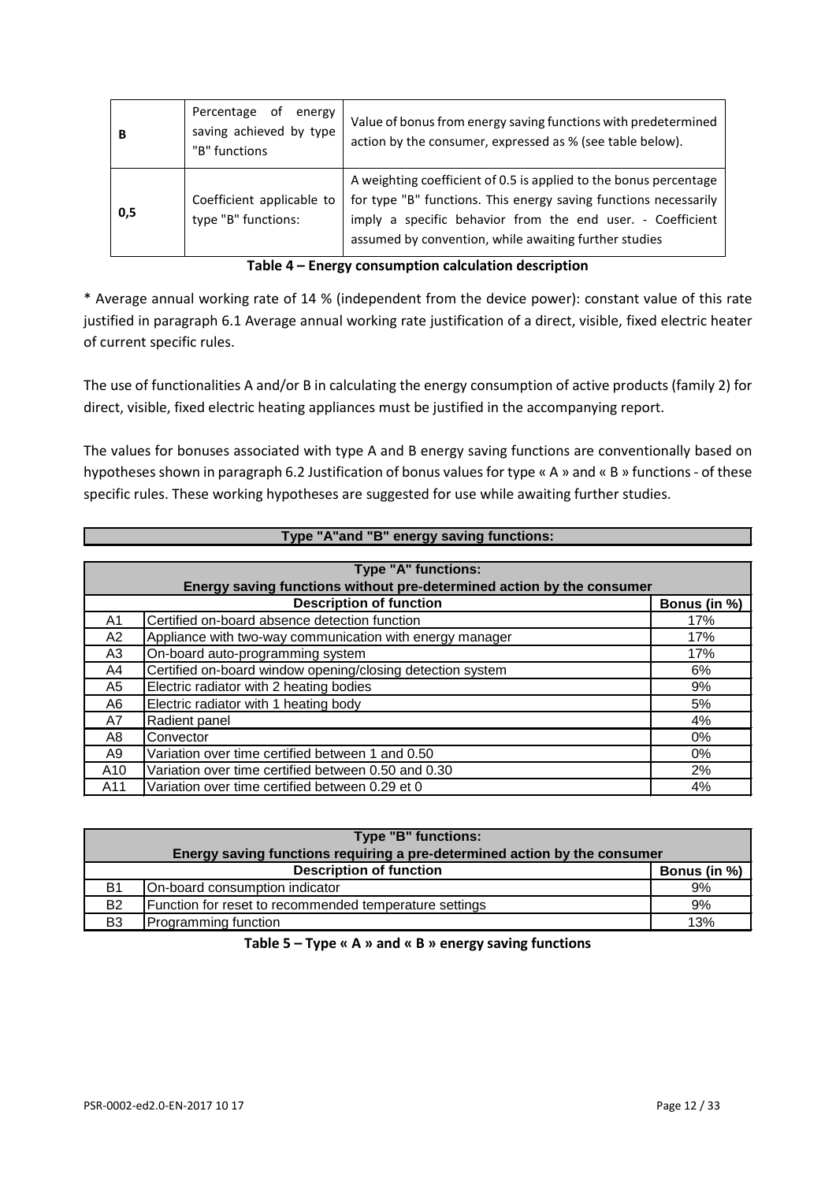| B | Percentage of energy saving achieved by type "B" functions | Value of bonus from energy saving functions with predetermined action by the consumer, expressed as % (see table below). |
|---|---|---|
| 0,5 | Coefficient applicable to type "B" functions: | A weighting coefficient of 0.5 is applied to the bonus percentage for type "B" functions. This energy saving functions necessarily imply a specific behavior from the end user. - Coefficient assumed by convention, while awaiting further studies |

**Table 4 – Energy consumption calculation description**

* Average annual working rate of 14 % (independent from the device power): constant value of this rate justified in paragraph 6.1 Average annual working rate justification of a direct, visible, fixed electric heater of current specific rules.

The use of functionalities A and/or B in calculating the energy consumption of active products (family 2) for direct, visible, fixed electric heating appliances must be justified in the accompanying report.

The values for bonuses associated with type A and B energy saving functions are conventionally based on hypotheses shown in paragraph 6.2 Justification of bonus values for type « A » and « B » functions - of these specific rules. These working hypotheses are suggested for use while awaiting further studies.

**Type "A"and "B" energy saving functions:**

| Type "A" functions: Energy saving functions without pre-determined action by the consumer | | |
|---|---|---|
| | **Description of function** | **Bonus (in %)** |
| A1 | Certified on-board absence detection function | 17% |
| A2 | Appliance with two-way communication with energy manager | 17% |
| A3 | On-board auto-programming system | 17% |
| A4 | Certified on-board window opening/closing detection system | 6% |
| A5 | Electric radiator with 2 heating bodies | 9% |
| A6 | Electric radiator with 1 heating body | 5% |
| A7 | Radient panel | 4% |
| A8 | Convector | 0% |
| A9 | Variation over time certified between 1 and 0.50 | 0% |
| A10 | Variation over time certified between 0.50 and 0.30 | 2% |
| A11 | Variation over time certified between 0.29 et 0 | 4% |

| Type "B" functions: Energy saving functions requiring a pre-determined action by the consumer | | |
|---|---|---|
| | **Description of function** | **Bonus (in %)** |
| B1 | On-board consumption indicator | 9% |
| B2 | Function for reset to recommended temperature settings | 9% |
| B3 | Programming function | 13% |

**Table 5 – Type « A » and « B » energy saving functions**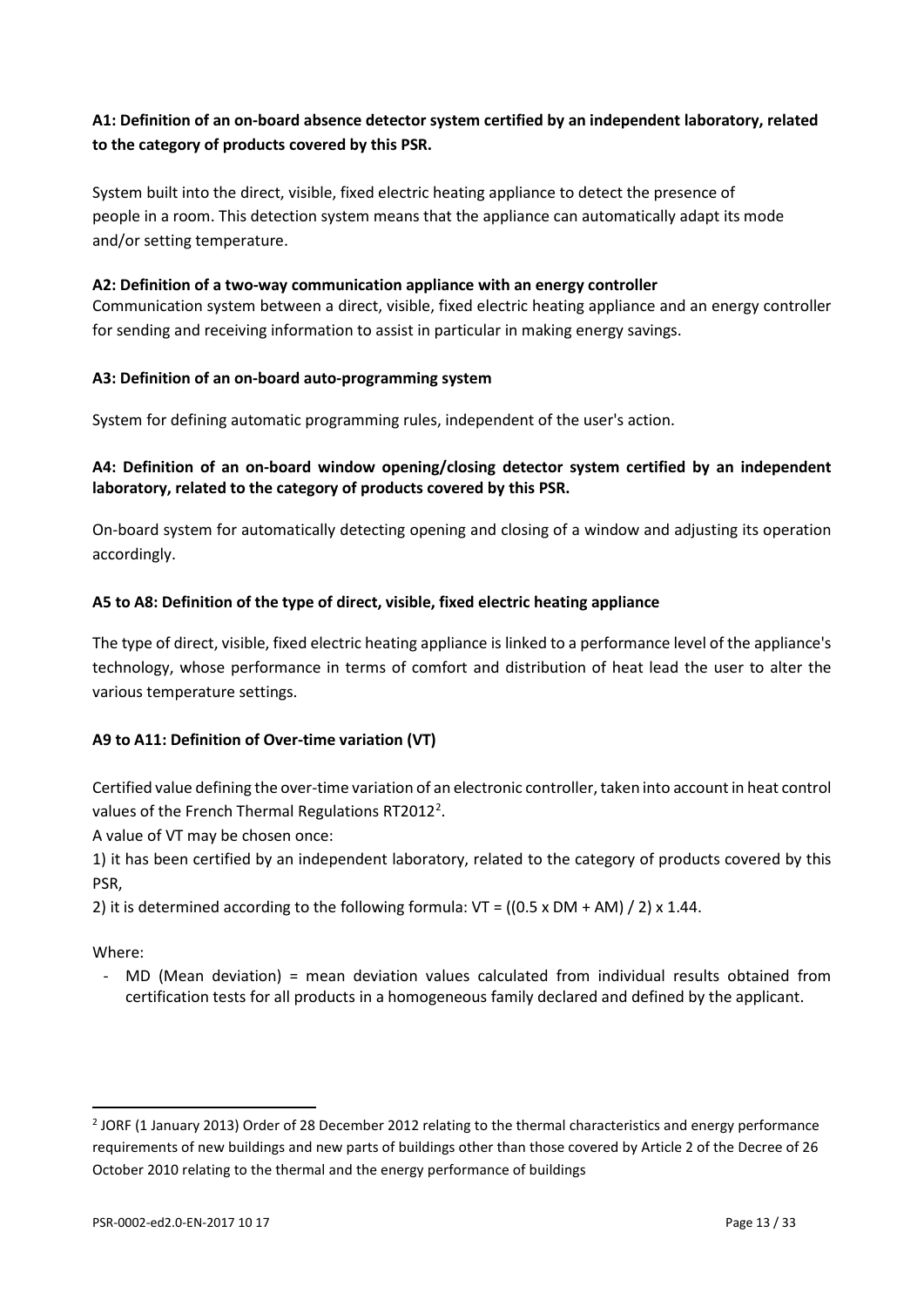**A1: Definition of an on-board absence detector system certified by an independent laboratory, related to the category of products covered by this PSR.**

System built into the direct, visible, fixed electric heating appliance to detect the presence of people in a room. This detection system means that the appliance can automatically adapt its mode and/or setting temperature.

**A2: Definition of a two-way communication appliance with an energy controller**

Communication system between a direct, visible, fixed electric heating appliance and an energy controller for sending and receiving information to assist in particular in making energy savings.

**A3: Definition of an on-board auto-programming system**

System for defining automatic programming rules, independent of the user's action.

**A4: Definition of an on-board window opening/closing detector system certified by an independent laboratory, related to the category of products covered by this PSR.**

On-board system for automatically detecting opening and closing of a window and adjusting its operation accordingly.

**A5 to A8: Definition of the type of direct, visible, fixed electric heating appliance**

The type of direct, visible, fixed electric heating appliance is linked to a performance level of the appliance's technology, whose performance in terms of comfort and distribution of heat lead the user to alter the various temperature settings.

**A9 to A11: Definition of Over-time variation (VT)**

Certified value defining the over-time variation of an electronic controller, taken into account in heat control values of the French Thermal Regulations RT2012[2].

A value of VT may be chosen once:

1) it has been certified by an independent laboratory, related to the category of products covered by this PSR,

2) it is determined according to the following formula: $VT = ((0.5 \times DM + AM) / 2) \times 1.44$.

Where:

- MD (Mean deviation) = mean deviation values calculated from individual results obtained from certification tests for all products in a homogeneous family declared and defined by the applicant.

[2] JORF (1 January 2013) Order of 28 December 2012 relating to the thermal characteristics and energy performance requirements of new buildings and new parts of buildings other than those covered by Article 2 of the Decree of 26 October 2010 relating to the thermal and the energy performance of buildings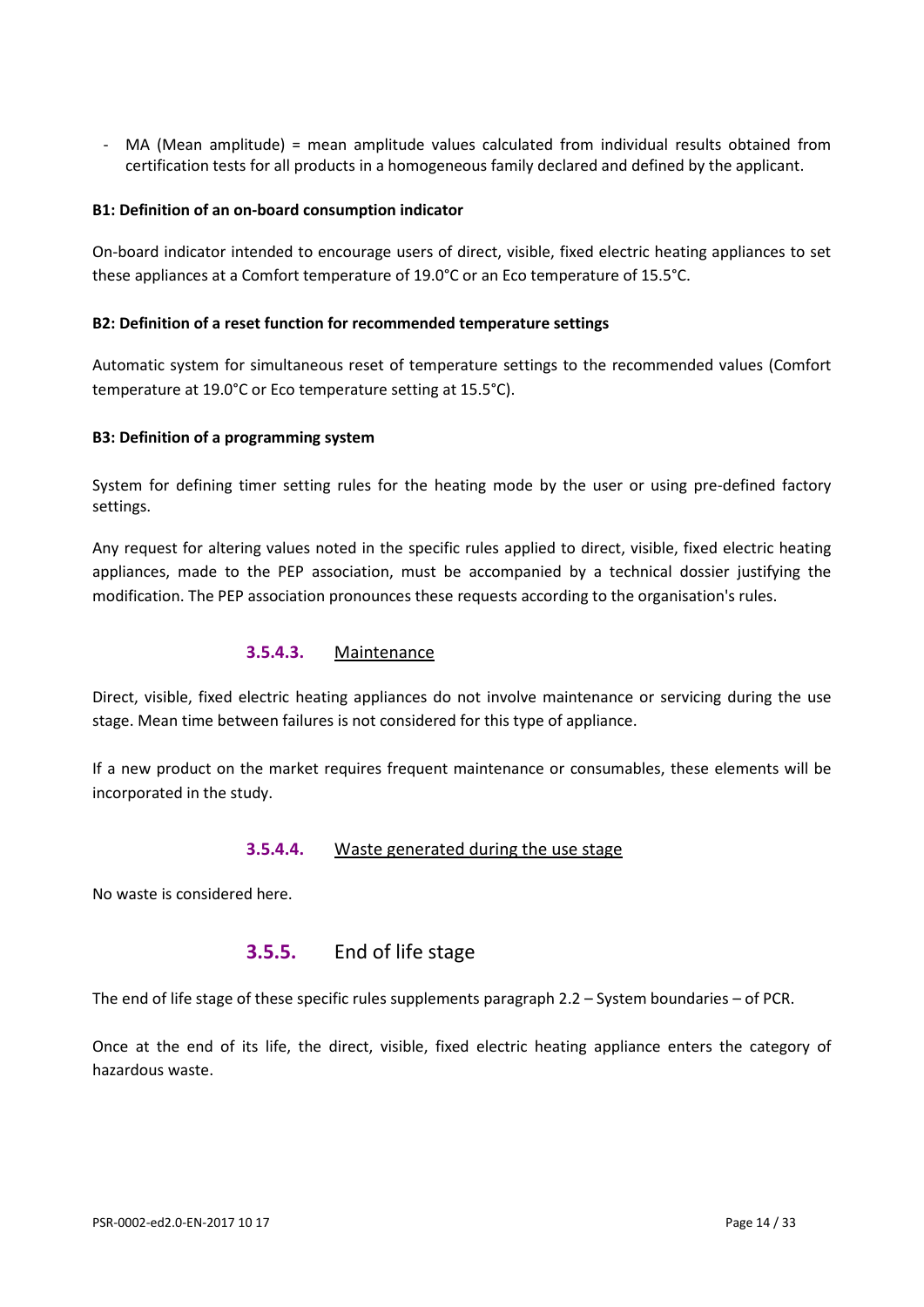- MA (Mean amplitude) = mean amplitude values calculated from individual results obtained from certification tests for all products in a homogeneous family declared and defined by the applicant.

**B1: Definition of an on-board consumption indicator**

On-board indicator intended to encourage users of direct, visible, fixed electric heating appliances to set these appliances at a Comfort temperature of 19.0°C or an Eco temperature of 15.5°C.

**B2: Definition of a reset function for recommended temperature settings**

Automatic system for simultaneous reset of temperature settings to the recommended values (Comfort temperature at 19.0°C or Eco temperature setting at 15.5°C).

**B3: Definition of a programming system**

System for defining timer setting rules for the heating mode by the user or using pre-defined factory settings.

Any request for altering values noted in the specific rules applied to direct, visible, fixed electric heating appliances, made to the PEP association, must be accompanied by a technical dossier justifying the modification. The PEP association pronounces these requests according to the organisation's rules.

#### 3.5.4.3. Maintenance

Direct, visible, fixed electric heating appliances do not involve maintenance or servicing during the use stage. Mean time between failures is not considered for this type of appliance.

If a new product on the market requires frequent maintenance or consumables, these elements will be incorporated in the study.

#### 3.5.4.4. Waste generated during the use stage

No waste is considered here.

### 3.5.5. End of life stage

The end of life stage of these specific rules supplements paragraph 2.2 – System boundaries – of PCR.

Once at the end of its life, the direct, visible, fixed electric heating appliance enters the category of hazardous waste.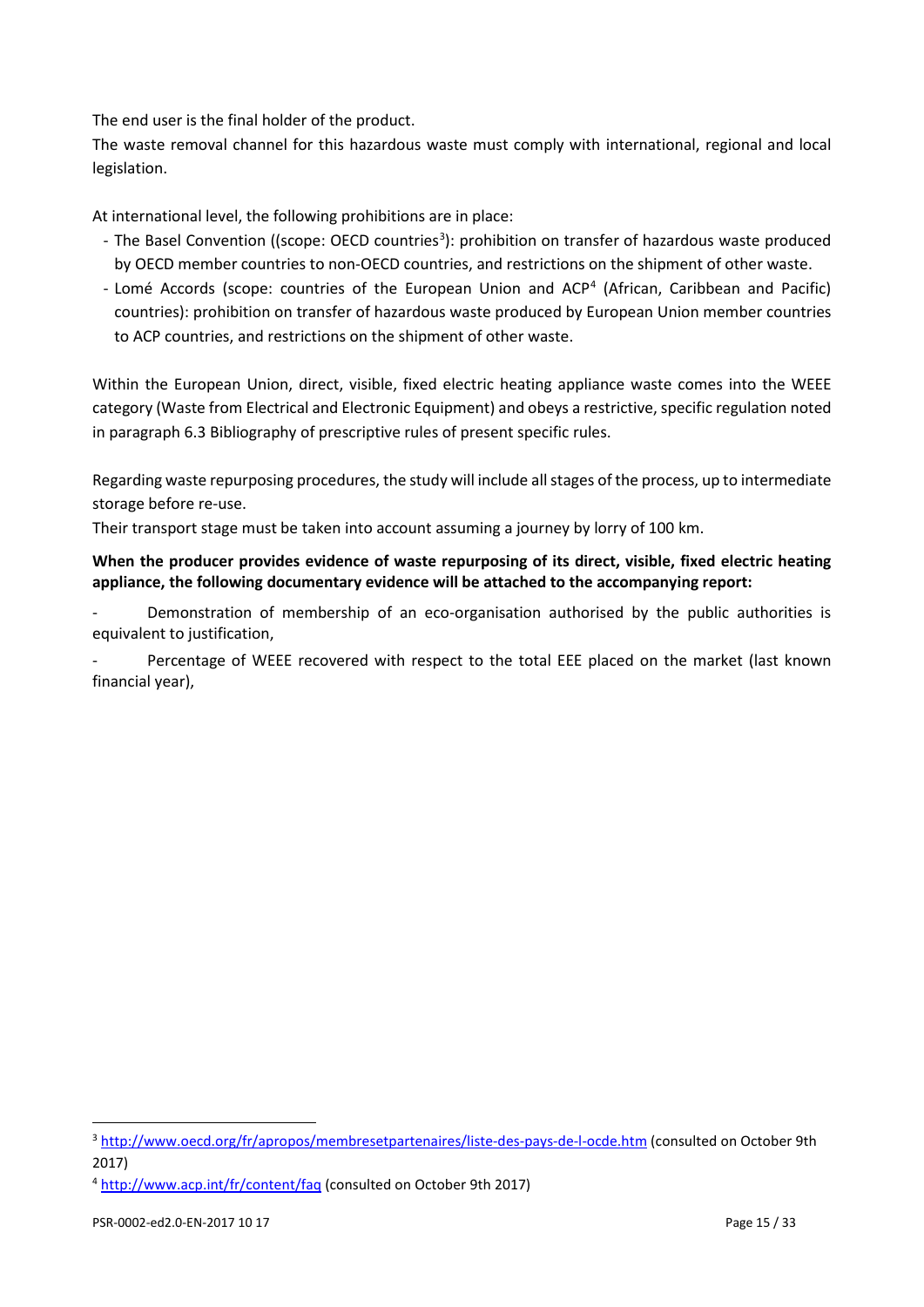The end user is the final holder of the product.
The waste removal channel for this hazardous waste must comply with international, regional and local legislation.

At international level, the following prohibitions are in place:

- The Basel Convention ((scope: OECD countries[3]): prohibition on transfer of hazardous waste produced by OECD member countries to non-OECD countries, and restrictions on the shipment of other waste.
- Lomé Accords (scope: countries of the European Union and ACP[4] (African, Caribbean and Pacific) countries): prohibition on transfer of hazardous waste produced by European Union member countries to ACP countries, and restrictions on the shipment of other waste.

Within the European Union, direct, visible, fixed electric heating appliance waste comes into the WEEE category (Waste from Electrical and Electronic Equipment) and obeys a restrictive, specific regulation noted in paragraph 6.3 Bibliography of prescriptive rules of present specific rules.

Regarding waste repurposing procedures, the study will include all stages of the process, up to intermediate storage before re-use.
Their transport stage must be taken into account assuming a journey by lorry of 100 km.

**When the producer provides evidence of waste repurposing of its direct, visible, fixed electric heating appliance, the following documentary evidence will be attached to the accompanying report:**

- Demonstration of membership of an eco-organisation authorised by the public authorities is equivalent to justification,
- Percentage of WEEE recovered with respect to the total EEE placed on the market (last known financial year),

[3] http://www.oecd.org/fr/apropos/membresetpartenaires/liste-des-pays-de-l-ocde.htm (consulted on October 9th 2017)

[4] http://www.acp.int/fr/content/faq (consulted on October 9th 2017)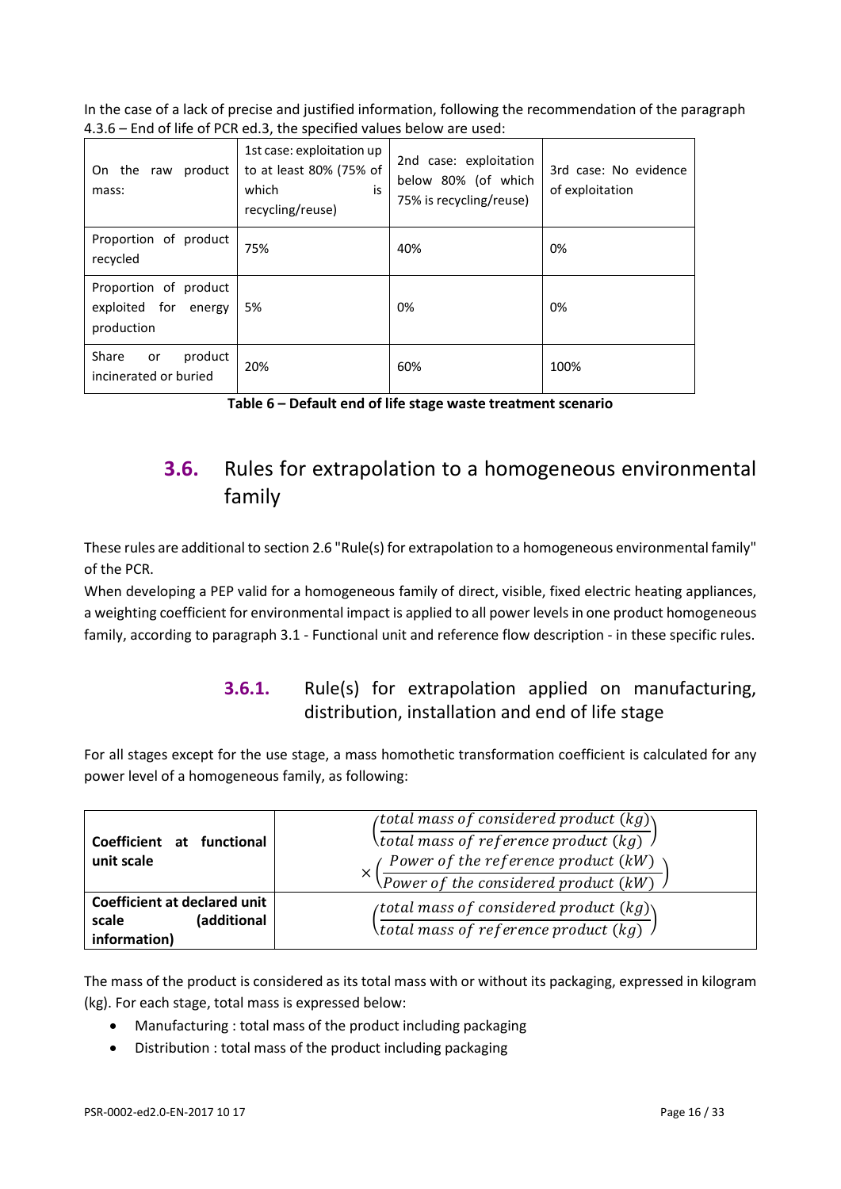In the case of a lack of precise and justified information, following the recommendation of the paragraph 4.3.6 – End of life of PCR ed.3, the specified values below are used:

| On the raw product mass: | 1st case: exploitation up to at least 80% (75% of which is recycling/reuse) | 2nd case: exploitation below 80% (of which 75% is recycling/reuse) | 3rd case: No evidence of exploitation |
|---|---|---|---|
| Proportion of product recycled | 75% | 40% | 0% |
| Proportion of product exploited for energy production | 5% | 0% | 0% |
| Share or product incinerated or buried | 20% | 60% | 100% |

**Table 6 – Default end of life stage waste treatment scenario**

## 3.6. Rules for extrapolation to a homogeneous environmental family

These rules are additional to section 2.6 "Rule(s) for extrapolation to a homogeneous environmental family" of the PCR.

When developing a PEP valid for a homogeneous family of direct, visible, fixed electric heating appliances, a weighting coefficient for environmental impact is applied to all power levels in one product homogeneous family, according to paragraph 3.1 - Functional unit and reference flow description - in these specific rules.

### 3.6.1. Rule(s) for extrapolation applied on manufacturing, distribution, installation and end of life stage

For all stages except for the use stage, a mass homothetic transformation coefficient is calculated for any power level of a homogeneous family, as following:

| | |
|---|---|
| **Coefficient at functional unit scale** | $\left(\frac{total\ mass\ of\ considered\ product\ (kg)}{total\ mass\ of\ reference\ product\ (kg)}\right) \times \left(\frac{Power\ of\ the\ reference\ product\ (kW)}{Power\ of\ the\ considered\ product\ (kW)}\right)$ |
| **Coefficient at declared unit scale (additional information)** | $\left(\frac{total\ mass\ of\ considered\ product\ (kg)}{total\ mass\ of\ reference\ product\ (kg)}\right)$ |

The mass of the product is considered as its total mass with or without its packaging, expressed in kilogram (kg). For each stage, total mass is expressed below:

- Manufacturing : total mass of the product including packaging
- Distribution : total mass of the product including packaging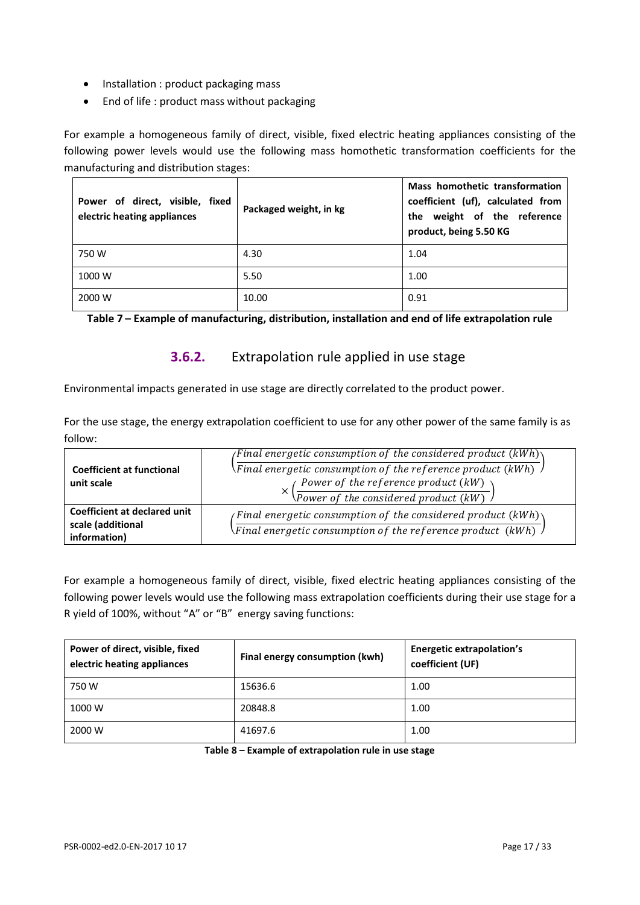- Installation : product packaging mass
- End of life : product mass without packaging

For example a homogeneous family of direct, visible, fixed electric heating appliances consisting of the following power levels would use the following mass homothetic transformation coefficients for the manufacturing and distribution stages:

| Power of direct, visible, fixed electric heating appliances | Packaged weight, in kg | Mass homothetic transformation coefficient (uf), calculated from the weight of the reference product, being 5.50 KG |
|---|---|---|
| 750 W | 4.30 | 1.04 |
| 1000 W | 5.50 | 1.00 |
| 2000 W | 10.00 | 0.91 |

**Table 7 – Example of manufacturing, distribution, installation and end of life extrapolation rule**

### 3.6.2. Extrapolation rule applied in use stage

Environmental impacts generated in use stage are directly correlated to the product power.

For the use stage, the energy extrapolation coefficient to use for any other power of the same family is as follow:

| | |
|---|---|
| **Coefficient at functional unit scale** | $\left(\frac{\textit{Final energetic consumption of the considered product (kWh)}}{\textit{Final energetic consumption of the reference product (kWh)}}\right) \times \left(\frac{\textit{Power of the reference product (kW)}}{\textit{Power of the considered product (kW)}}\right)$ |
| **Coefficient at declared unit scale (additional information)** | $\left(\frac{\textit{Final energetic consumption of the considered product (kWh)}}{\textit{Final energetic consumption of the reference product (kWh)}}\right)$ |

For example a homogeneous family of direct, visible, fixed electric heating appliances consisting of the following power levels would use the following mass extrapolation coefficients during their use stage for a R yield of 100%, without "A" or "B" energy saving functions:

| Power of direct, visible, fixed electric heating appliances | Final energy consumption (kwh) | Energetic extrapolation's coefficient (UF) |
|---|---|---|
| 750 W | 15636.6 | 1.00 |
| 1000 W | 20848.8 | 1.00 |
| 2000 W | 41697.6 | 1.00 |

**Table 8 – Example of extrapolation rule in use stage**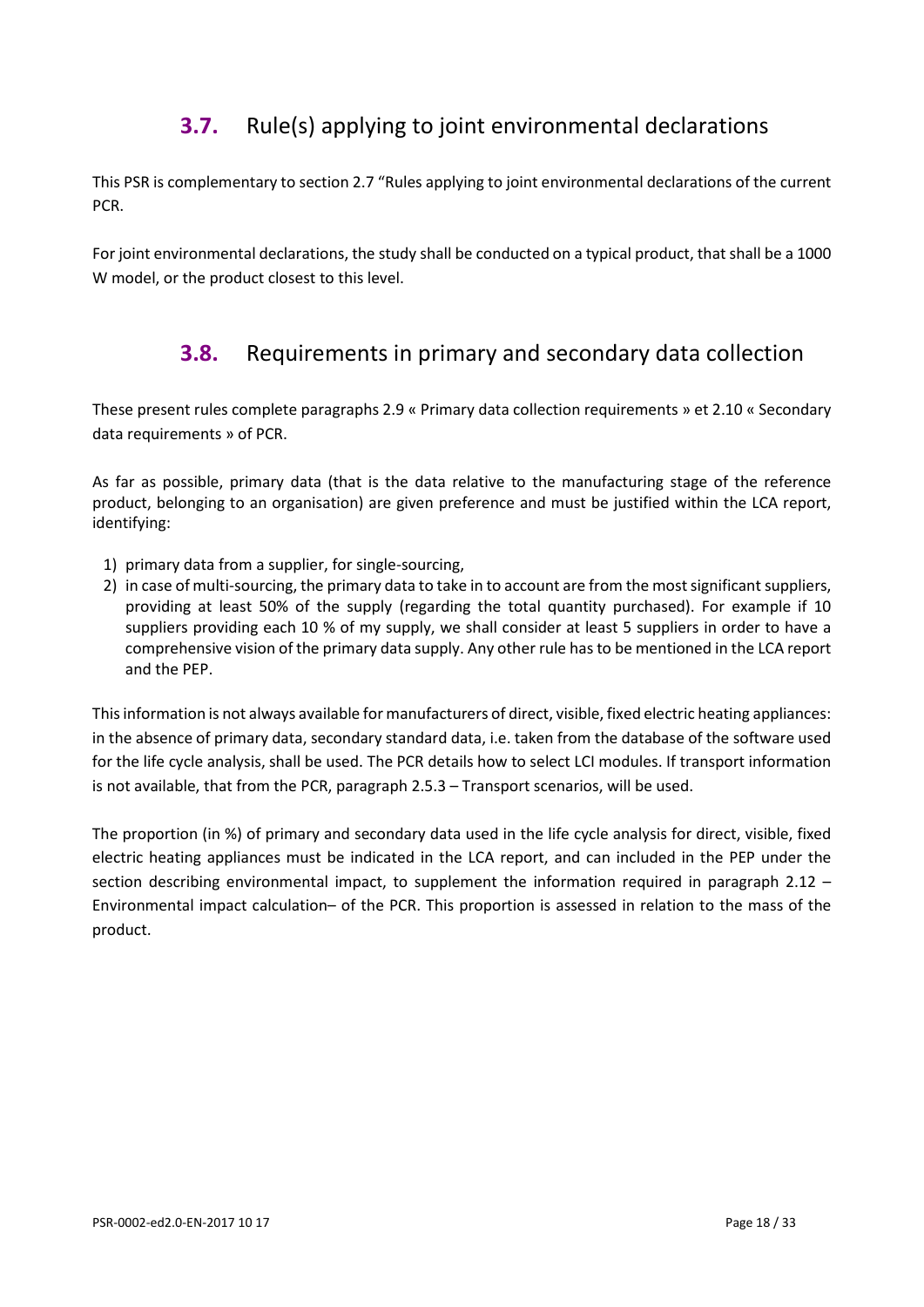## 3.7. Rule(s) applying to joint environmental declarations

This PSR is complementary to section 2.7 "Rules applying to joint environmental declarations of the current PCR.

For joint environmental declarations, the study shall be conducted on a typical product, that shall be a 1000 W model, or the product closest to this level.

## 3.8. Requirements in primary and secondary data collection

These present rules complete paragraphs 2.9 « Primary data collection requirements » et 2.10 « Secondary data requirements » of PCR.

As far as possible, primary data (that is the data relative to the manufacturing stage of the reference product, belonging to an organisation) are given preference and must be justified within the LCA report, identifying:

1) primary data from a supplier, for single-sourcing,
2) in case of multi-sourcing, the primary data to take in to account are from the most significant suppliers, providing at least 50% of the supply (regarding the total quantity purchased). For example if 10 suppliers providing each 10 % of my supply, we shall consider at least 5 suppliers in order to have a comprehensive vision of the primary data supply. Any other rule has to be mentioned in the LCA report and the PEP.

This information is not always available for manufacturers of direct, visible, fixed electric heating appliances: in the absence of primary data, secondary standard data, i.e. taken from the database of the software used for the life cycle analysis, shall be used. The PCR details how to select LCI modules. If transport information is not available, that from the PCR, paragraph 2.5.3 – Transport scenarios, will be used.

The proportion (in %) of primary and secondary data used in the life cycle analysis for direct, visible, fixed electric heating appliances must be indicated in the LCA report, and can included in the PEP under the section describing environmental impact, to supplement the information required in paragraph 2.12 – Environmental impact calculation– of the PCR. This proportion is assessed in relation to the mass of the product.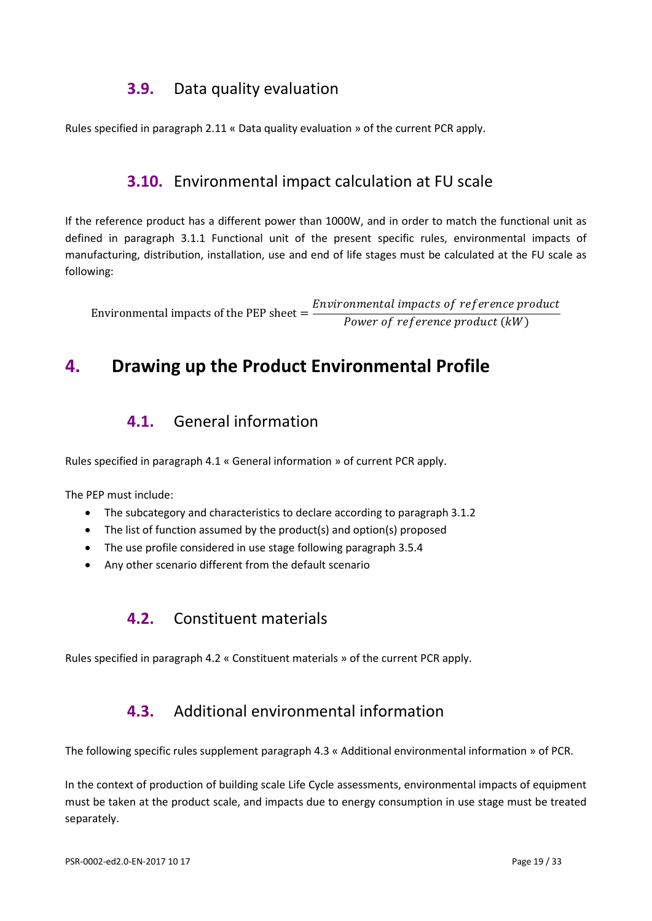## 3.9. Data quality evaluation

Rules specified in paragraph 2.11 « Data quality evaluation » of the current PCR apply.

## 3.10. Environmental impact calculation at FU scale

If the reference product has a different power than 1000W, and in order to match the functional unit as defined in paragraph 3.1.1 Functional unit of the present specific rules, environmental impacts of manufacturing, distribution, installation, use and end of life stages must be calculated at the FU scale as following:

$$\text{Environmental impacts of the PEP sheet} = \frac{Environmental\ impacts\ of\ reference\ product}{Power\ of\ reference\ product\ (kW)}$$

# 4. Drawing up the Product Environmental Profile

## 4.1. General information

Rules specified in paragraph 4.1 « General information » of current PCR apply.

The PEP must include:

- The subcategory and characteristics to declare according to paragraph 3.1.2
- The list of function assumed by the product(s) and option(s) proposed
- The use profile considered in use stage following paragraph 3.5.4
- Any other scenario different from the default scenario

## 4.2. Constituent materials

Rules specified in paragraph 4.2 « Constituent materials » of the current PCR apply.

## 4.3. Additional environmental information

The following specific rules supplement paragraph 4.3 « Additional environmental information » of PCR.

In the context of production of building scale Life Cycle assessments, environmental impacts of equipment must be taken at the product scale, and impacts due to energy consumption in use stage must be treated separately.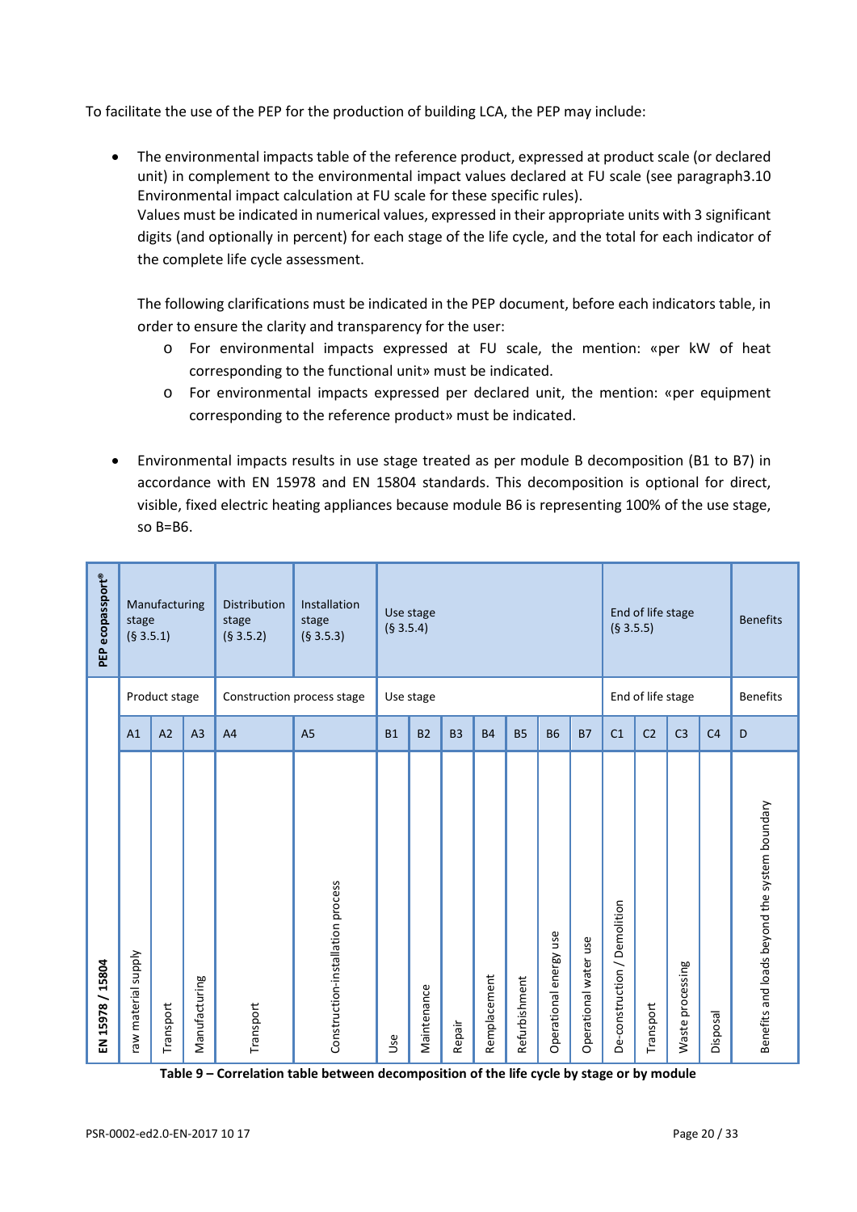To facilitate the use of the PEP for the production of building LCA, the PEP may include:

- The environmental impacts table of the reference product, expressed at product scale (or declared unit) in complement to the environmental impact values declared at FU scale (see paragraph3.10 Environmental impact calculation at FU scale for these specific rules).
  Values must be indicated in numerical values, expressed in their appropriate units with 3 significant digits (and optionally in percent) for each stage of the life cycle, and the total for each indicator of the complete life cycle assessment.

  The following clarifications must be indicated in the PEP document, before each indicators table, in order to ensure the clarity and transparency for the user:
  - For environmental impacts expressed at FU scale, the mention: «per kW of heat corresponding to the functional unit» must be indicated.
  - For environmental impacts expressed per declared unit, the mention: «per equipment corresponding to the reference product» must be indicated.

- Environmental impacts results in use stage treated as per module B decomposition (B1 to B7) in accordance with EN 15978 and EN 15804 standards. This decomposition is optional for direct, visible, fixed electric heating appliances because module B6 is representing 100% of the use stage, so B=B6.

| PEP ecopassport® | Manufacturing stage (§ 3.5.1) | | | Distribution stage (§ 3.5.2) | Installation stage (§ 3.5.3) | Use stage (§ 3.5.4) | | | | | | | End of life stage (§ 3.5.5) | | | | Benefits |
|---|---|---|---|---|---|---|---|---|---|---|---|---|---|---|---|---|---|
| EN 15978 / 15804 | Product stage | | | Construction process stage | | Use stage | | | | | | | End of life stage | | | | Benefits |
| | A1 | A2 | A3 | A4 | A5 | B1 | B2 | B3 | B4 | B5 | B6 | B7 | C1 | C2 | C3 | C4 | D |
| | raw material supply | Transport | Manufacturing | Transport | Construction-installation process | Use | Maintenance | Repair | Remplacement | Refurbishment | Operational energy use | Operational water use | De-construction / Demolition | Transport | Waste processing | Disposal | Benefits and loads beyond the system boundary |

**Table 9 – Correlation table between decomposition of the life cycle by stage or by module**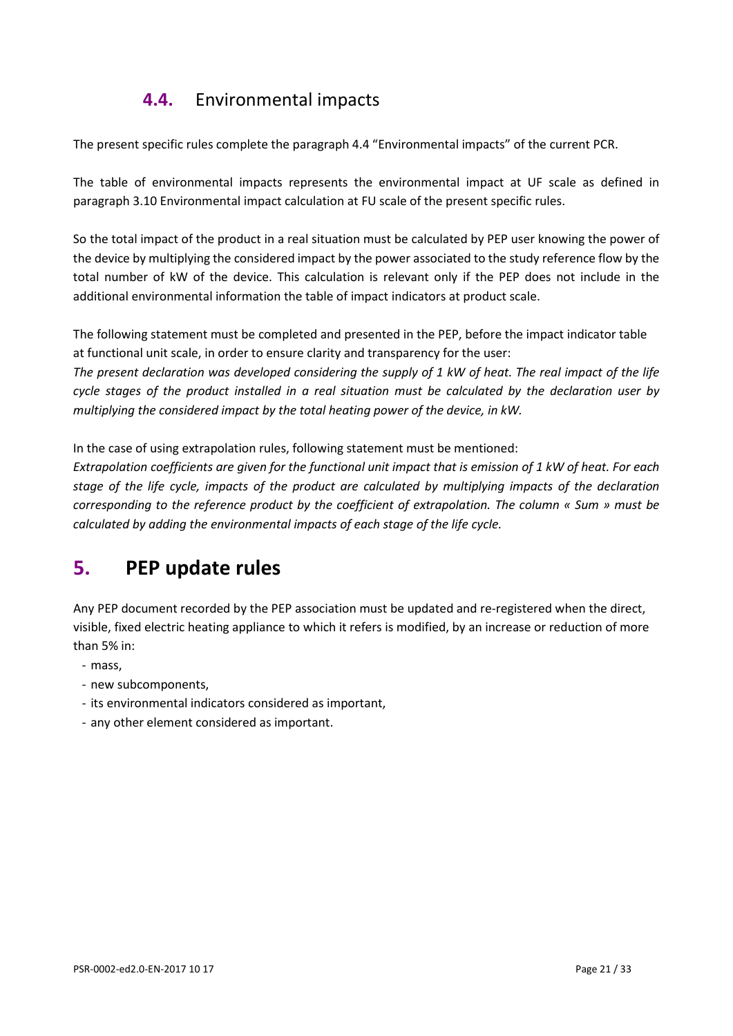## 4.4. Environmental impacts

The present specific rules complete the paragraph 4.4 "Environmental impacts" of the current PCR.

The table of environmental impacts represents the environmental impact at UF scale as defined in paragraph 3.10 Environmental impact calculation at FU scale of the present specific rules.

So the total impact of the product in a real situation must be calculated by PEP user knowing the power of the device by multiplying the considered impact by the power associated to the study reference flow by the total number of kW of the device. This calculation is relevant only if the PEP does not include in the additional environmental information the table of impact indicators at product scale.

The following statement must be completed and presented in the PEP, before the impact indicator table at functional unit scale, in order to ensure clarity and transparency for the user:
*The present declaration was developed considering the supply of 1 kW of heat. The real impact of the life cycle stages of the product installed in a real situation must be calculated by the declaration user by multiplying the considered impact by the total heating power of the device, in kW.*

In the case of using extrapolation rules, following statement must be mentioned:
*Extrapolation coefficients are given for the functional unit impact that is emission of 1 kW of heat. For each stage of the life cycle, impacts of the product are calculated by multiplying impacts of the declaration corresponding to the reference product by the coefficient of extrapolation. The column « Sum » must be calculated by adding the environmental impacts of each stage of the life cycle.*

# 5. PEP update rules

Any PEP document recorded by the PEP association must be updated and re-registered when the direct, visible, fixed electric heating appliance to which it refers is modified, by an increase or reduction of more than 5% in:

- mass,
- new subcomponents,
- its environmental indicators considered as important,
- any other element considered as important.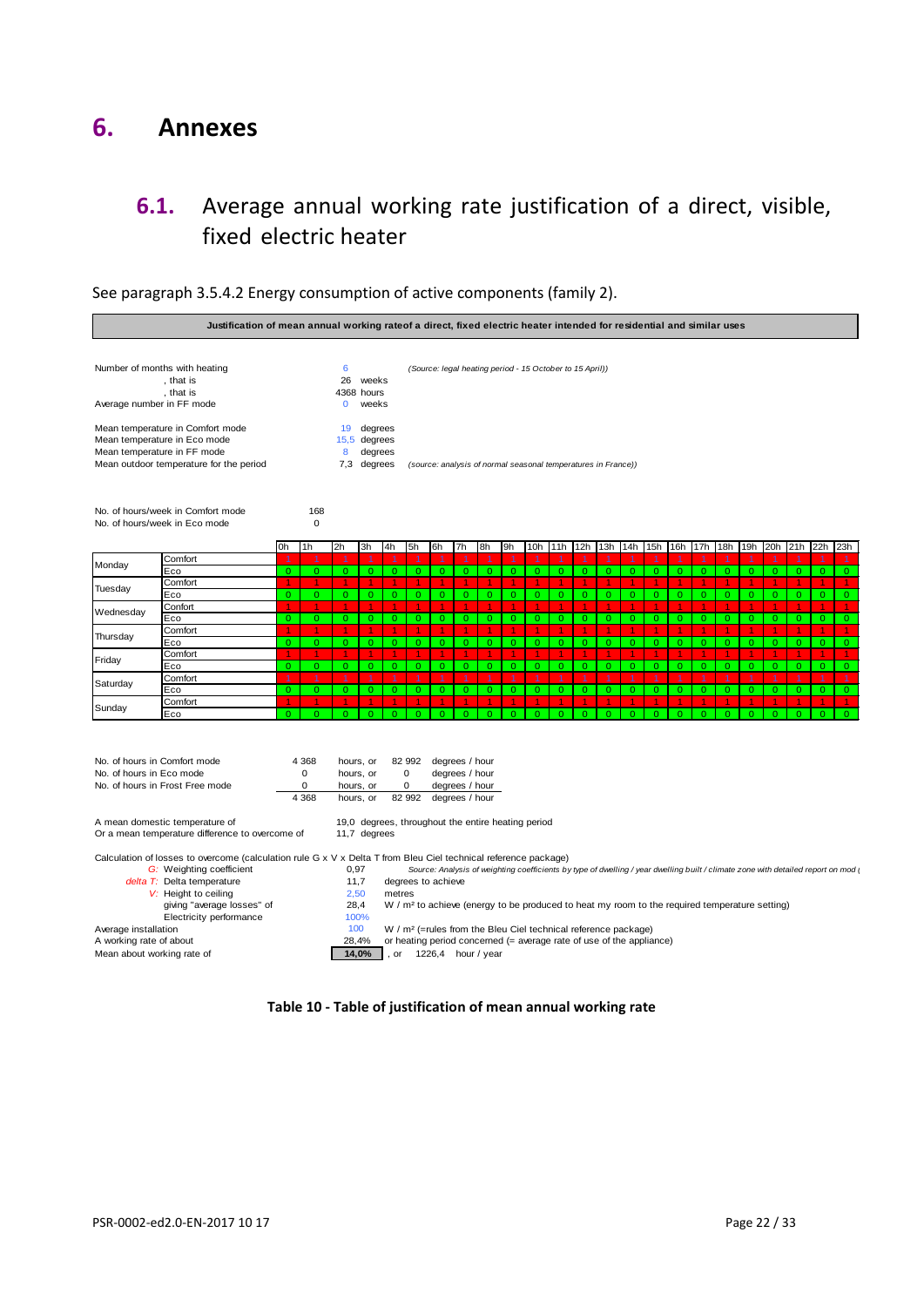# 6. Annexes

## 6.1. Average annual working rate justification of a direct, visible, fixed electric heater

See paragraph 3.5.4.2 Energy consumption of active components (family 2).

**Justification of mean annual working rateof a direct, fixed electric heater intended for residential and similar uses**

| | | | |
|---|---|---|---|
| Number of months with heating | 6 | | *(Source: legal heating period - 15 October to 15 April))* |
| , that is | 26 | weeks | |
| , that is | 4368 | hours | |
| Average number in FF mode | 0 | weeks | |
| Mean temperature in Comfort mode | 19 | degrees | |
| Mean temperature in Eco mode | 15,5 | degrees | |
| Mean temperature in FF mode | 8 | degrees | |
| Mean outdoor temperature for the period | 7,3 | degrees | *(source: analysis of normal seasonal temperatures in France))* |

| | |
|---|---|
| No. of hours/week in Comfort mode | 168 |
| No. of hours/week in Eco mode | 0 |

| Day | Mode | 0h | 1h | 2h | 3h | 4h | 5h | 6h | 7h | 8h | 9h | 10h | 11h | 12h | 13h | 14h | 15h | 16h | 17h | 18h | 19h | 20h | 21h | 22h | 23h |
|---|---|---|---|---|---|---|---|---|---|---|---|---|---|---|---|---|---|---|---|---|---|---|---|---|---|
| Monday | Comfort | 1 | 1 | 1 | 1 | 1 | 1 | 1 | 1 | 1 | 1 | 1 | 1 | 1 | 1 | 1 | 1 | 1 | 1 | 1 | 1 | 1 | 1 | 1 | 1 |
| | Eco | 0 | 0 | 0 | 0 | 0 | 0 | 0 | 0 | 0 | 0 | 0 | 0 | 0 | 0 | 0 | 0 | 0 | 0 | 0 | 0 | 0 | 0 | 0 | 0 |
| Tuesday | Comfort | 1 | 1 | 1 | 1 | 1 | 1 | 1 | 1 | 1 | 1 | 1 | 1 | 1 | 1 | 1 | 1 | 1 | 1 | 1 | 1 | 1 | 1 | 1 | 1 |
| | Eco | 0 | 0 | 0 | 0 | 0 | 0 | 0 | 0 | 0 | 0 | 0 | 0 | 0 | 0 | 0 | 0 | 0 | 0 | 0 | 0 | 0 | 0 | 0 | 0 |
| Wednesday | Confort | 1 | 1 | 1 | 1 | 1 | 1 | 1 | 1 | 1 | 1 | 1 | 1 | 1 | 1 | 1 | 1 | 1 | 1 | 1 | 1 | 1 | 1 | 1 | 1 |
| | Eco | 0 | 0 | 0 | 0 | 0 | 0 | 0 | 0 | 0 | 0 | 0 | 0 | 0 | 0 | 0 | 0 | 0 | 0 | 0 | 0 | 0 | 0 | 0 | 0 |
| Thursday | Comfort | 1 | 1 | 1 | 1 | 1 | 1 | 1 | 1 | 1 | 1 | 1 | 1 | 1 | 1 | 1 | 1 | 1 | 1 | 1 | 1 | 1 | 1 | 1 | 1 |
| | Eco | 0 | 0 | 0 | 0 | 0 | 0 | 0 | 0 | 0 | 0 | 0 | 0 | 0 | 0 | 0 | 0 | 0 | 0 | 0 | 0 | 0 | 0 | 0 | 0 |
| Friday | Comfort | 1 | 1 | 1 | 1 | 1 | 1 | 1 | 1 | 1 | 1 | 1 | 1 | 1 | 1 | 1 | 1 | 1 | 1 | 1 | 1 | 1 | 1 | 1 | 1 |
| | Eco | 0 | 0 | 0 | 0 | 0 | 0 | 0 | 0 | 0 | 0 | 0 | 0 | 0 | 0 | 0 | 0 | 0 | 0 | 0 | 0 | 0 | 0 | 0 | 0 |
| Saturday | Comfort | 1 | 1 | 1 | 1 | 1 | 1 | 1 | 1 | 1 | 1 | 1 | 1 | 1 | 1 | 1 | 1 | 1 | 1 | 1 | 1 | 1 | 1 | 1 | 1 |
| | Eco | 0 | 0 | 0 | 0 | 0 | 0 | 0 | 0 | 0 | 0 | 0 | 0 | 0 | 0 | 0 | 0 | 0 | 0 | 0 | 0 | 0 | 0 | 0 | 0 |
| Sunday | Comfort | 1 | 1 | 1 | 1 | 1 | 1 | 1 | 1 | 1 | 1 | 1 | 1 | 1 | 1 | 1 | 1 | 1 | 1 | 1 | 1 | 1 | 1 | 1 | 1 |
| | Eco | 0 | 0 | 0 | 0 | 0 | 0 | 0 | 0 | 0 | 0 | 0 | 0 | 0 | 0 | 0 | 0 | 0 | 0 | 0 | 0 | 0 | 0 | 0 | 0 |

| | | | | |
|---|---|---|---|---|
| No. of hours in Comfort mode | 4 368 | hours, or | 82 992 | degrees / hour |
| No. of hours in Eco mode | 0 | hours, or | 0 | degrees / hour |
| No. of hours in Frost Free mode | 0 | hours, or | 0 | degrees / hour |
| | 4 368 | hours, or | 82 992 | degrees / hour |

A mean domestic temperature of 19,0 degrees, throughout the entire heating period
Or a mean temperature difference to overcome of 11,7 degrees

Calculation of losses to overcome (calculation rule G x V x Delta T from Bleu Ciel technical reference package)

| | | |
|---|---|---|
| *G:* Weighting coefficient | 0,97 | *Source: Analysis of weighting coefficients by type of dwelling / year dwelling built / climate zone with detailed report on mod (* |
| *delta T:* Delta temperature | 11,7 | degrees to achieve |
| *V:* Height to ceiling | 2,50 | metres |
| giving "average losses" of | 28,4 | W / m² to achieve (energy to be produced to heat my room to the required temperature setting) |
| Electricity performance | 100% | |
| Average installation | 100 | W / m² (=rules from the Bleu Ciel technical reference package) |
| A working rate of about | 28,4% | or heating period concerned (= average rate of use of the appliance) |
| Mean about working rate of | **14,0%** | , or 1226,4 hour / year |

**Table 10 - Table of justification of mean annual working rate**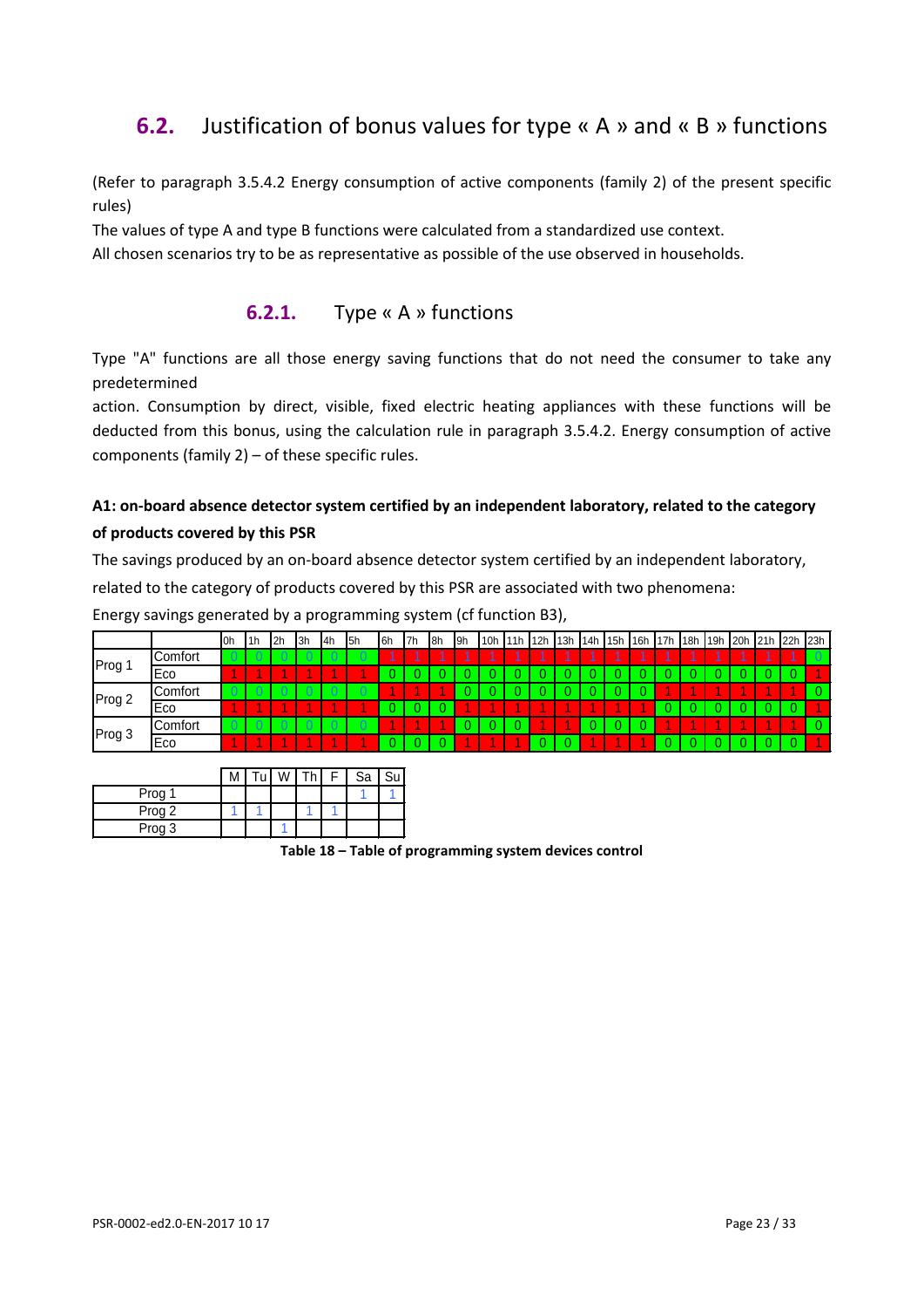## 6.2. Justification of bonus values for type « A » and « B » functions

(Refer to paragraph 3.5.4.2 Energy consumption of active components (family 2) of the present specific rules)

The values of type A and type B functions were calculated from a standardized use context.

All chosen scenarios try to be as representative as possible of the use observed in households.

### 6.2.1. Type « A » functions

Type "A" functions are all those energy saving functions that do not need the consumer to take any predetermined

action. Consumption by direct, visible, fixed electric heating appliances with these functions will be deducted from this bonus, using the calculation rule in paragraph 3.5.4.2. Energy consumption of active components (family 2) – of these specific rules.

**A1: on-board absence detector system certified by an independent laboratory, related to the category of products covered by this PSR**

The savings produced by an on-board absence detector system certified by an independent laboratory, related to the category of products covered by this PSR are associated with two phenomena:

Energy savings generated by a programming system (cf function B3),

| | | 0h | 1h | 2h | 3h | 4h | 5h | 6h | 7h | 8h | 9h | 10h | 11h | 12h | 13h | 14h | 15h | 16h | 17h | 18h | 19h | 20h | 21h | 22h | 23h |
|---|---|---|---|---|---|---|---|---|---|---|---|---|---|---|---|---|---|---|---|---|---|---|---|---|---|
| Prog 1 | Comfort | 0 | 0 | 0 | 0 | 0 | 0 | 1 | 1 | 1 | 1 | 1 | 1 | 1 | 1 | 1 | 1 | 1 | 1 | 1 | 1 | 1 | 1 | 1 | 0 |
| | Eco | 1 | 1 | 1 | 1 | 1 | 1 | 0 | 0 | 0 | 0 | 0 | 0 | 0 | 0 | 0 | 0 | 0 | 0 | 0 | 0 | 0 | 0 | 0 | 1 |
| Prog 2 | Comfort | 0 | 0 | 0 | 0 | 0 | 0 | 1 | 1 | 1 | 0 | 0 | 0 | 0 | 0 | 0 | 0 | 0 | 1 | 1 | 1 | 1 | 1 | 1 | 0 |
| | Eco | 1 | 1 | 1 | 1 | 1 | 1 | 0 | 0 | 0 | 1 | 1 | 1 | 1 | 1 | 1 | 1 | 1 | 0 | 0 | 0 | 0 | 0 | 0 | 1 |
| Prog 3 | Comfort | 0 | 0 | 0 | 0 | 0 | 0 | 1 | 1 | 1 | 0 | 0 | 0 | 1 | 1 | 0 | 0 | 0 | 1 | 1 | 1 | 1 | 1 | 1 | 0 |
| | Eco | 1 | 1 | 1 | 1 | 1 | 1 | 0 | 0 | 0 | 1 | 1 | 1 | 0 | 0 | 1 | 1 | 1 | 0 | 0 | 0 | 0 | 0 | 0 | 1 |

| | M | Tu | W | Th | F | Sa | Su |
|---|---|---|---|---|---|---|---|
| Prog 1 | | | | | | 1 | 1 |
| Prog 2 | 1 | 1 | | 1 | 1 | | |
| Prog 3 | | | 1 | | | | |

**Table 18 – Table of programming system devices control**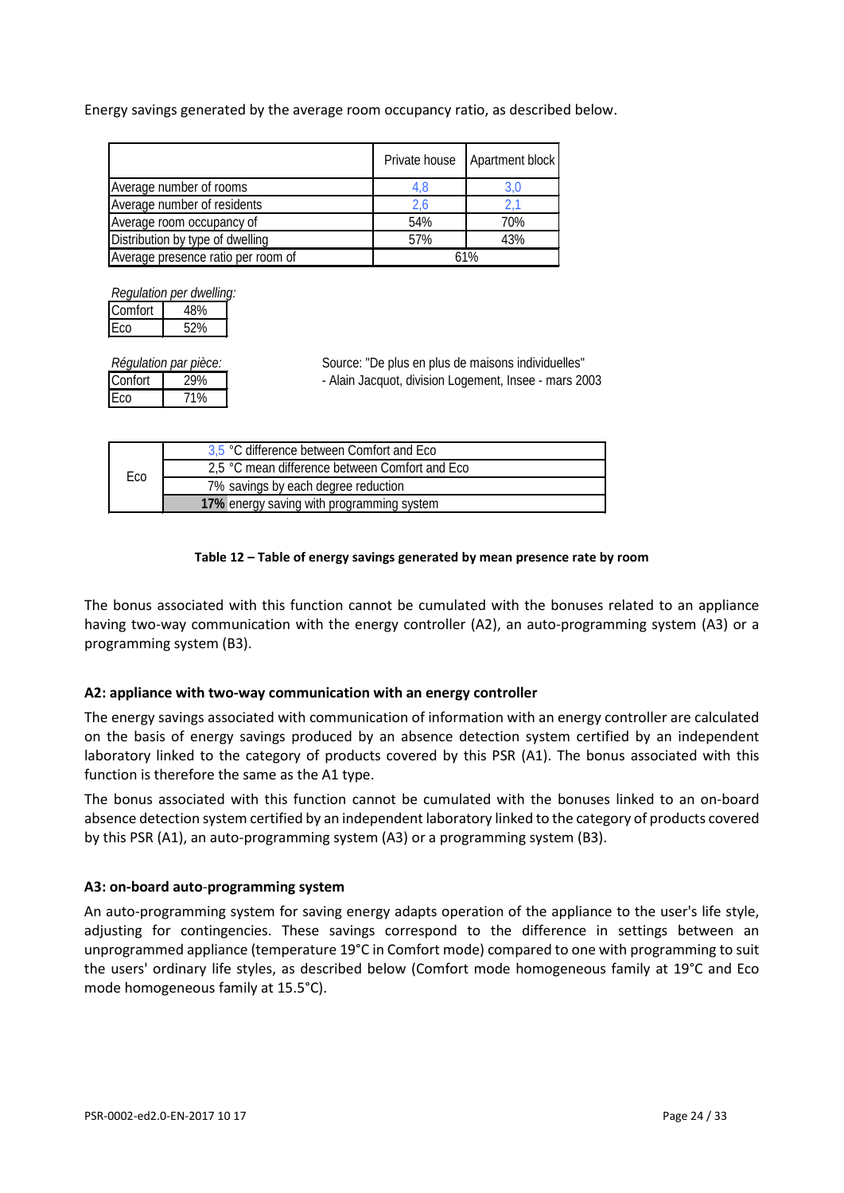Energy savings generated by the average room occupancy ratio, as described below.

| | Private house | Apartment block |
|---|---|---|
| Average number of rooms | 4,8 | 3,0 |
| Average number of residents | 2,6 | 2,1 |
| Average room occupancy of | 54% | 70% |
| Distribution by type of dwelling | 57% | 43% |
| Average presence ratio per room of | 61% | |

*Regulation per dwelling:*

| | |
|---|---|
| Comfort | 48% |
| Eco | 52% |

*Régulation par pièce:*

| | |
|---|---|
| Confort | 29% |
| Eco | 71% |

Source: "De plus en plus de maisons individuelles" - Alain Jacquot, division Logement, Insee - mars 2003

| | |
|---|---|
| Eco | 3,5 °C difference between Comfort and Eco |
| | 2,5 °C mean difference between Comfort and Eco |
| | 7% savings by each degree reduction |
| | **17%** energy saving with programming system |

**Table 12 – Table of energy savings generated by mean presence rate by room**

The bonus associated with this function cannot be cumulated with the bonuses related to an appliance having two-way communication with the energy controller (A2), an auto-programming system (A3) or a programming system (B3).

### A2: appliance with two-way communication with an energy controller

The energy savings associated with communication of information with an energy controller are calculated on the basis of energy savings produced by an absence detection system certified by an independent laboratory linked to the category of products covered by this PSR (A1). The bonus associated with this function is therefore the same as the A1 type.

The bonus associated with this function cannot be cumulated with the bonuses linked to an on-board absence detection system certified by an independent laboratory linked to the category of products covered by this PSR (A1), an auto-programming system (A3) or a programming system (B3).

### A3: on-board auto-programming system

An auto-programming system for saving energy adapts operation of the appliance to the user's life style, adjusting for contingencies. These savings correspond to the difference in settings between an unprogrammed appliance (temperature 19°C in Comfort mode) compared to one with programming to suit the users' ordinary life styles, as described below (Comfort mode homogeneous family at 19°C and Eco mode homogeneous family at 15.5°C).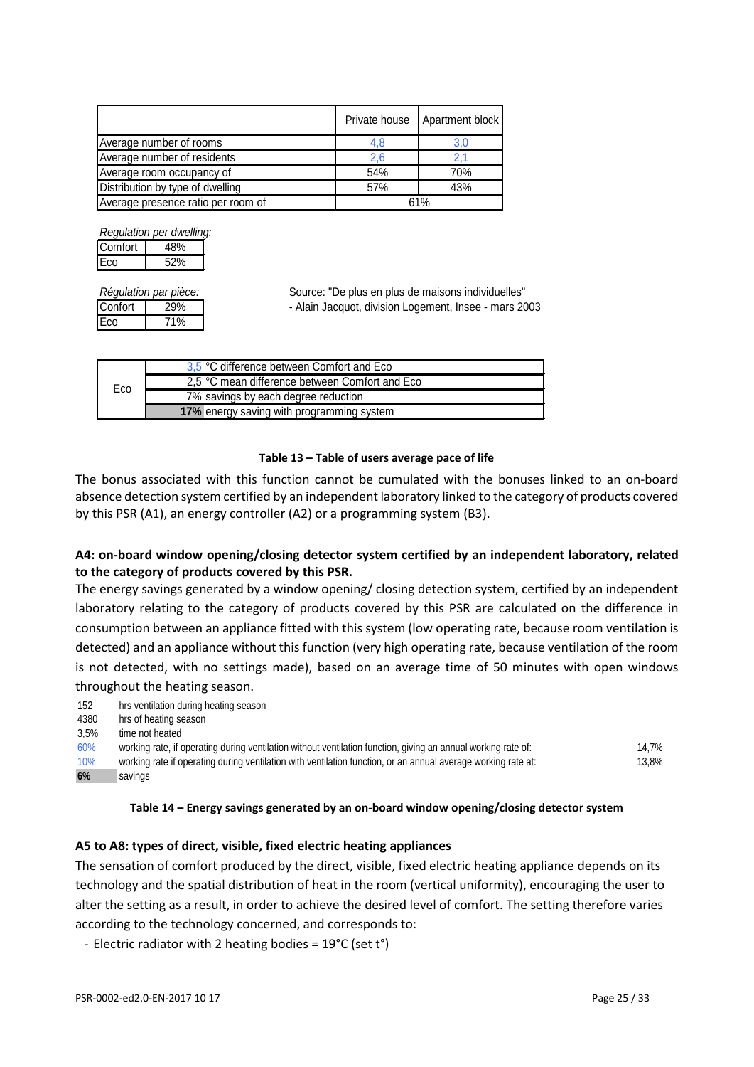| | Private house | Apartment block |
|---|---|---|
| Average number of rooms | 4,8 | 3,0 |
| Average number of residents | 2,6 | 2,1 |
| Average room occupancy of | 54% | 70% |
| Distribution by type of dwelling | 57% | 43% |
| Average presence ratio per room of | 61% | |

*Regulation per dwelling:*

| | |
|---|---|
| Comfort | 48% |
| Eco | 52% |

*Régulation par pièce:*

| | |
|---|---|
| Comfort | 29% |
| Eco | 71% |

Source: "De plus en plus de maisons individuelles" - Alain Jacquot, division Logement, Insee - mars 2003

| | |
|---|---|
| Eco | 3,5 °C difference between Comfort and Eco |
| | 2,5 °C mean difference between Comfort and Eco |
| | 7% savings by each degree reduction |
| | **17%** energy saving with programming system |

**Table 13 – Table of users average pace of life**

The bonus associated with this function cannot be cumulated with the bonuses linked to an on-board absence detection system certified by an independent laboratory linked to the category of products covered by this PSR (A1), an energy controller (A2) or a programming system (B3).

**A4: on-board window opening/closing detector system certified by an independent laboratory, related to the category of products covered by this PSR.**

The energy savings generated by a window opening/ closing detection system, certified by an independent laboratory relating to the category of products covered by this PSR are calculated on the difference in consumption between an appliance fitted with this system (low operating rate, because room ventilation is detected) and an appliance without this function (very high operating rate, because ventilation of the room is not detected, with no settings made), based on an average time of 50 minutes with open windows throughout the heating season.

| | | |
|---|---|---|
| 152 | hrs ventilation during heating season | |
| 4380 | hrs of heating season | |
| 3,5% | time not heated | |
| 60% | working rate, if operating during ventilation without ventilation function, giving an annual working rate of: | 14,7% |
| 10% | working rate if operating during ventilation with ventilation function, or an annual average working rate at: | 13,8% |
| **6%** | savings | |

**Table 14 – Energy savings generated by an on-board window opening/closing detector system**

**A5 to A8: types of direct, visible, fixed electric heating appliances**

The sensation of comfort produced by the direct, visible, fixed electric heating appliance depends on its technology and the spatial distribution of heat in the room (vertical uniformity), encouraging the user to alter the setting as a result, in order to achieve the desired level of comfort. The setting therefore varies according to the technology concerned, and corresponds to:

- Electric radiator with 2 heating bodies = 19°C (set t°)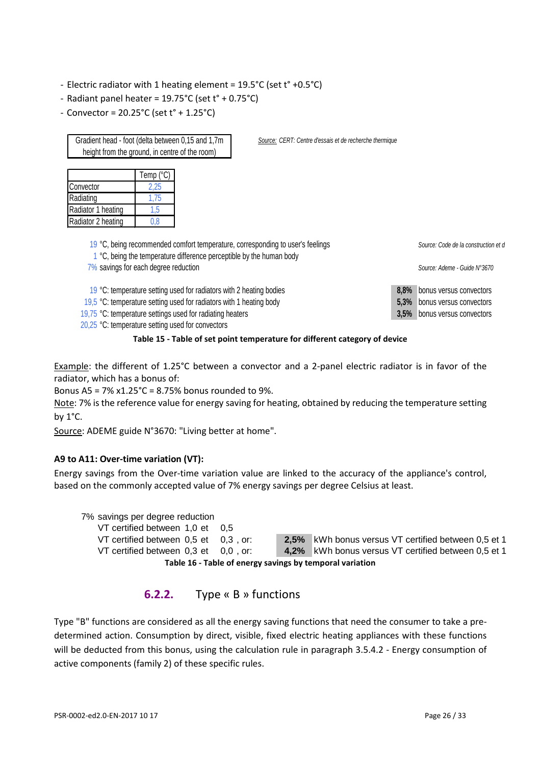- Electric radiator with 1 heating element = 19.5°C (set t° +0.5°C)
- Radiant panel heater = 19.75°C (set t° + 0.75°C)
- Convector = 20.25°C (set t° + 1.25°C)

| Gradient head - foot (delta between 0,15 and 1,7m height from the ground, in centre of the room) |
|---|

*Source: CERT: Centre d'essais et de recherche thermique*

| | Temp (°C) |
|---|---|
| Convector | 2,25 |
| Radiating | 1,75 |
| Radiator 1 heating | 1,5 |
| Radiator 2 heating | 0,8 |

19 °C, being recommended comfort temperature, corresponding to user's feelings — *Source: Code de la construction et d*
1 °C, being the temperature difference perceptible by the human body
7% savings for each degree reduction — *Source: Ademe - Guide N°3670*

| | | | |
|---|---|---|---|
| 19 | °C: temperature setting used for radiators with 2 heating bodies | **8,8%** | bonus versus convectors |
| 19,5 | °C: temperature setting used for radiators with 1 heating body | **5,3%** | bonus versus convectors |
| 19,75 | °C: temperature settings used for radiating heaters | **3,5%** | bonus versus convectors |
| 20,25 | °C: temperature setting used for convectors | | |

**Table 15 - Table of set point temperature for different category of device**

Example: the different of 1.25°C between a convector and a 2-panel electric radiator is in favor of the radiator, which has a bonus of:

Bonus A5 = 7% x1.25°C = 8.75% bonus rounded to 9%.

Note: 7% is the reference value for energy saving for heating, obtained by reducing the temperature setting by 1°C.

Source: ADEME guide N°3670: "Living better at home".

**A9 to A11: Over-time variation (VT):**

Energy savings from the Over-time variation value are linked to the accuracy of the appliance's control, based on the commonly accepted value of 7% energy savings per degree Celsius at least.

7% savings per degree reduction

| | | | |
|---|---|---|---|
| VT certified between 1,0 et | 0,5 | | |
| VT certified between 0,5 et | 0,3 , or: | **2,5%** | kWh bonus versus VT certified between 0,5 et 1 |
| VT certified between 0,3 et | 0,0 , or: | **4,2%** | kWh bonus versus VT certified between 0,5 et 1 |

**Table 16 - Table of energy savings by temporal variation**

### 6.2.2. Type « B » functions

Type "B" functions are considered as all the energy saving functions that need the consumer to take a pre-determined action. Consumption by direct, visible, fixed electric heating appliances with these functions will be deducted from this bonus, using the calculation rule in paragraph 3.5.4.2 - Energy consumption of active components (family 2) of these specific rules.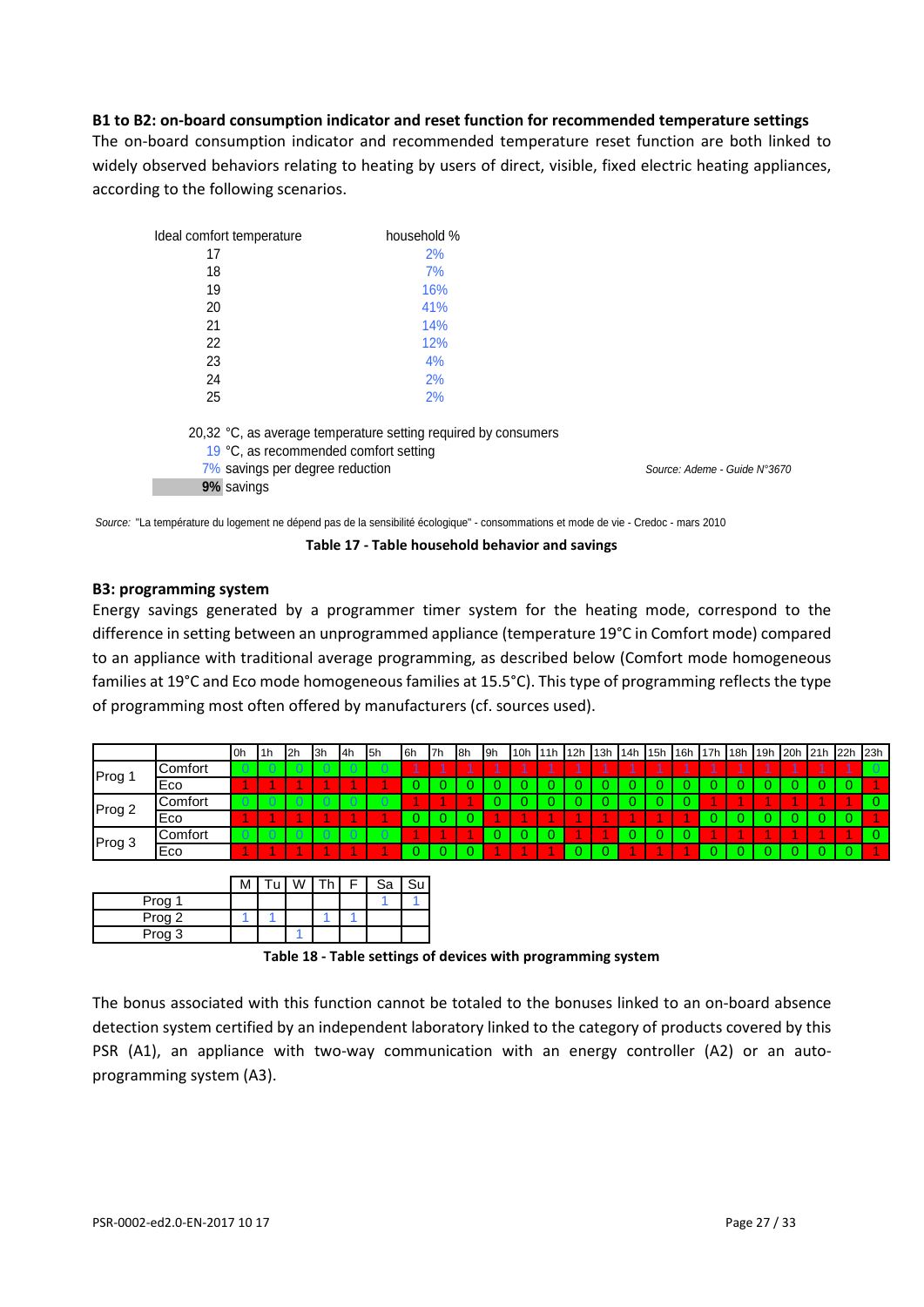**B1 to B2: on-board consumption indicator and reset function for recommended temperature settings**

The on-board consumption indicator and recommended temperature reset function are both linked to widely observed behaviors relating to heating by users of direct, visible, fixed electric heating appliances, according to the following scenarios.

| Ideal comfort temperature | household % |
|---|---|
| 17 | 2% |
| 18 | 7% |
| 19 | 16% |
| 20 | 41% |
| 21 | 14% |
| 22 | 12% |
| 23 | 4% |
| 24 | 2% |
| 25 | 2% |

20,32 °C, as average temperature setting required by consumers
19 °C, as recommended comfort setting
7% savings per degree reduction — *Source: Ademe - Guide N°3670*
**9%** savings

*Source:* "La température du logement ne dépend pas de la sensibilité écologique" - consommations et mode de vie - Credoc - mars 2010

**Table 17 - Table household behavior and savings**

**B3: programming system**

Energy savings generated by a programmer timer system for the heating mode, correspond to the difference in setting between an unprogrammed appliance (temperature 19°C in Comfort mode) compared to an appliance with traditional average programming, as described below (Comfort mode homogeneous families at 19°C and Eco mode homogeneous families at 15.5°C). This type of programming reflects the type of programming most often offered by manufacturers (cf. sources used).

| | | 0h | 1h | 2h | 3h | 4h | 5h | 6h | 7h | 8h | 9h | 10h | 11h | 12h | 13h | 14h | 15h | 16h | 17h | 18h | 19h | 20h | 21h | 22h | 23h |
|---|---|---|---|---|---|---|---|---|---|---|---|---|---|---|---|---|---|---|---|---|---|---|---|---|---|
| Prog 1 | Comfort | 0 | 0 | 0 | 0 | 0 | 0 | 1 | 1 | 1 | 1 | 1 | 1 | 1 | 1 | 1 | 1 | 1 | 1 | 1 | 1 | 1 | 1 | 1 | 0 |
| | Eco | 1 | 1 | 1 | 1 | 1 | 1 | 0 | 0 | 0 | 0 | 0 | 0 | 0 | 0 | 0 | 0 | 0 | 0 | 0 | 0 | 0 | 0 | 0 | 1 |
| Prog 2 | Comfort | 0 | 0 | 0 | 0 | 0 | 0 | 1 | 1 | 1 | 0 | 0 | 0 | 0 | 0 | 0 | 0 | 0 | 1 | 1 | 1 | 1 | 1 | 1 | 0 |
| | Eco | 1 | 1 | 1 | 1 | 1 | 1 | 0 | 0 | 0 | 1 | 1 | 1 | 1 | 1 | 1 | 1 | 1 | 0 | 0 | 0 | 0 | 0 | 0 | 1 |
| Prog 3 | Comfort | 0 | 0 | 0 | 0 | 0 | 0 | 1 | 1 | 1 | 0 | 0 | 0 | 1 | 1 | 0 | 0 | 0 | 1 | 1 | 1 | 1 | 1 | 1 | 0 |
| | Eco | 1 | 1 | 1 | 1 | 1 | 1 | 0 | 0 | 0 | 1 | 1 | 1 | 0 | 0 | 1 | 1 | 1 | 0 | 0 | 0 | 0 | 0 | 0 | 1 |

| | M | Tu | W | Th | F | Sa | Su |
|---|---|---|---|---|---|---|---|
| Prog 1 | | | | | | 1 | 1 |
| Prog 2 | 1 | 1 | | 1 | 1 | | |
| Prog 3 | | | 1 | | | | |

**Table 18 - Table settings of devices with programming system**

The bonus associated with this function cannot be totaled to the bonuses linked to an on-board absence detection system certified by an independent laboratory linked to the category of products covered by this PSR (A1), an appliance with two-way communication with an energy controller (A2) or an auto-programming system (A3).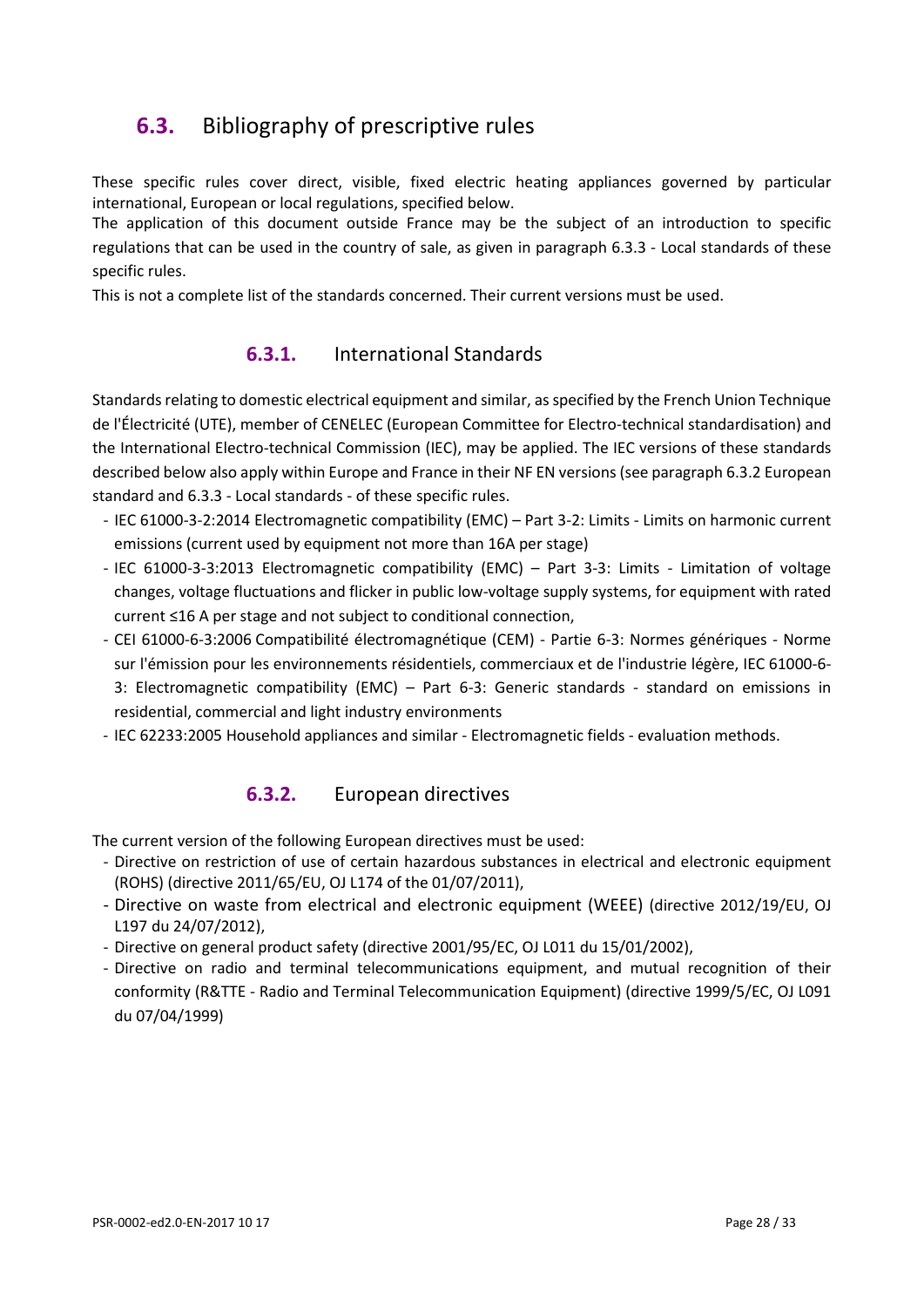## 6.3. Bibliography of prescriptive rules

These specific rules cover direct, visible, fixed electric heating appliances governed by particular international, European or local regulations, specified below.
The application of this document outside France may be the subject of an introduction to specific regulations that can be used in the country of sale, as given in paragraph 6.3.3 - Local standards of these specific rules.
This is not a complete list of the standards concerned. Their current versions must be used.

### 6.3.1. International Standards

Standards relating to domestic electrical equipment and similar, as specified by the French Union Technique de l'Électricité (UTE), member of CENELEC (European Committee for Electro-technical standardisation) and the International Electro-technical Commission (IEC), may be applied. The IEC versions of these standards described below also apply within Europe and France in their NF EN versions (see paragraph 6.3.2 European standard and 6.3.3 - Local standards - of these specific rules.

- IEC 61000-3-2:2014 Electromagnetic compatibility (EMC) – Part 3-2: Limits - Limits on harmonic current emissions (current used by equipment not more than 16A per stage)
- IEC 61000-3-3:2013 Electromagnetic compatibility (EMC) – Part 3-3: Limits - Limitation of voltage changes, voltage fluctuations and flicker in public low-voltage supply systems, for equipment with rated current ≤16 A per stage and not subject to conditional connection,
- CEI 61000-6-3:2006 Compatibilité électromagnétique (CEM) - Partie 6-3: Normes génériques - Norme sur l'émission pour les environnements résidentiels, commerciaux et de l'industrie légère, IEC 61000-6-3: Electromagnetic compatibility (EMC) – Part 6-3: Generic standards - standard on emissions in residential, commercial and light industry environments
- IEC 62233:2005 Household appliances and similar - Electromagnetic fields - evaluation methods.

### 6.3.2. European directives

The current version of the following European directives must be used:

- Directive on restriction of use of certain hazardous substances in electrical and electronic equipment (ROHS) (directive 2011/65/EU, OJ L174 of the 01/07/2011),
- Directive on waste from electrical and electronic equipment (WEEE) (directive 2012/19/EU, OJ L197 du 24/07/2012),
- Directive on general product safety (directive 2001/95/EC, OJ L011 du 15/01/2002),
- Directive on radio and terminal telecommunications equipment, and mutual recognition of their conformity (R&TTE - Radio and Terminal Telecommunication Equipment) (directive 1999/5/EC, OJ L091 du 07/04/1999)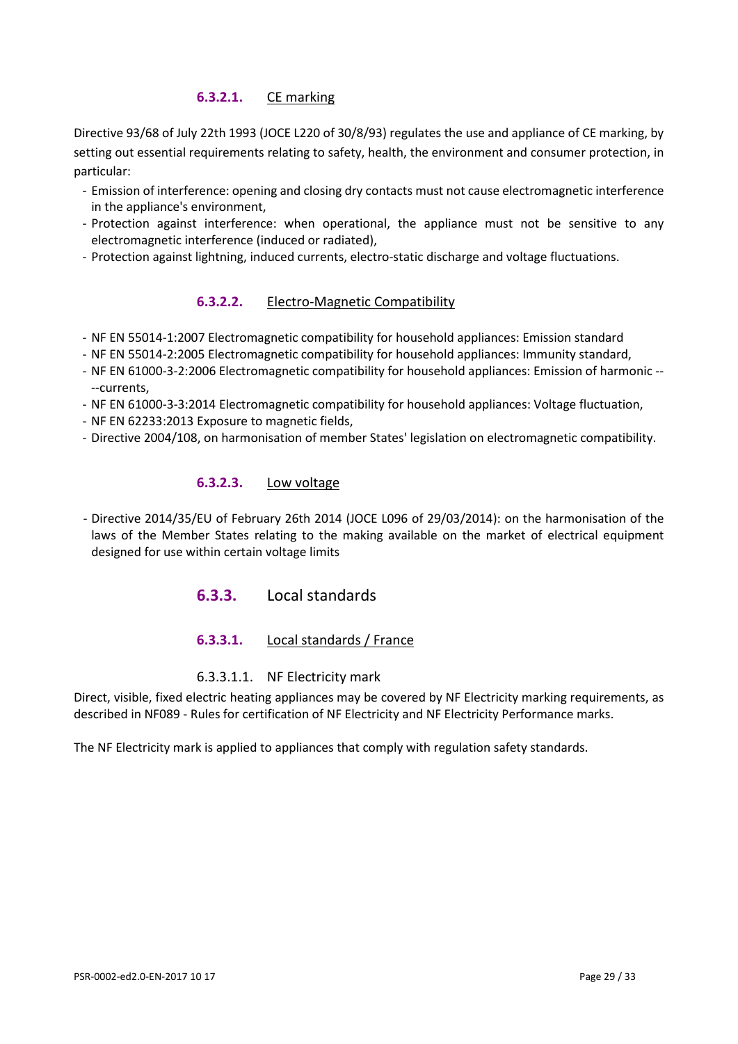#### 6.3.2.1. CE marking

Directive 93/68 of July 22th 1993 (JOCE L220 of 30/8/93) regulates the use and appliance of CE marking, by setting out essential requirements relating to safety, health, the environment and consumer protection, in particular:

- Emission of interference: opening and closing dry contacts must not cause electromagnetic interference in the appliance's environment,
- Protection against interference: when operational, the appliance must not be sensitive to any electromagnetic interference (induced or radiated),
- Protection against lightning, induced currents, electro-static discharge and voltage fluctuations.

#### 6.3.2.2. Electro-Magnetic Compatibility

- NF EN 55014-1:2007 Electromagnetic compatibility for household appliances: Emission standard
- NF EN 55014-2:2005 Electromagnetic compatibility for household appliances: Immunity standard,
- NF EN 61000-3-2:2006 Electromagnetic compatibility for household appliances: Emission of harmonic ----currents,
- NF EN 61000-3-3:2014 Electromagnetic compatibility for household appliances: Voltage fluctuation,
- NF EN 62233:2013 Exposure to magnetic fields,
- Directive 2004/108, on harmonisation of member States' legislation on electromagnetic compatibility.

#### 6.3.2.3. Low voltage

- Directive 2014/35/EU of February 26th 2014 (JOCE L096 of 29/03/2014): on the harmonisation of the laws of the Member States relating to the making available on the market of electrical equipment designed for use within certain voltage limits

### 6.3.3. Local standards

#### 6.3.3.1. Local standards / France

##### 6.3.3.1.1. NF Electricity mark

Direct, visible, fixed electric heating appliances may be covered by NF Electricity marking requirements, as described in NF089 - Rules for certification of NF Electricity and NF Electricity Performance marks.

The NF Electricity mark is applied to appliances that comply with regulation safety standards.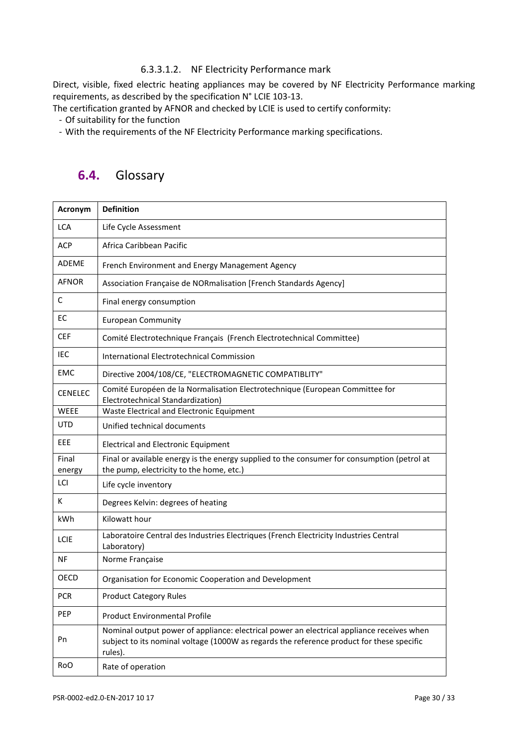#### 6.3.3.1.2. NF Electricity Performance mark

Direct, visible, fixed electric heating appliances may be covered by NF Electricity Performance marking requirements, as described by the specification N° LCIE 103-13.

The certification granted by AFNOR and checked by LCIE is used to certify conformity:

- Of suitability for the function
- With the requirements of the NF Electricity Performance marking specifications.

## 6.4. Glossary

| Acronym | Definition |
|---|---|
| LCA | Life Cycle Assessment |
| ACP | Africa Caribbean Pacific |
| ADEME | French Environment and Energy Management Agency |
| AFNOR | Association Française de NORmalisation [French Standards Agency] |
| C | Final energy consumption |
| EC | European Community |
| CEF | Comité Electrotechnique Français (French Electrotechnical Committee) |
| IEC | International Electrotechnical Commission |
| EMC | Directive 2004/108/CE, "ELECTROMAGNETIC COMPATIBLITY" |
| CENELEC | Comité Européen de la Normalisation Electrotechnique (European Committee for Electrotechnical Standardization) |
| WEEE | Waste Electrical and Electronic Equipment |
| UTD | Unified technical documents |
| EEE | Electrical and Electronic Equipment |
| Final energy | Final or available energy is the energy supplied to the consumer for consumption (petrol at the pump, electricity to the home, etc.) |
| LCI | Life cycle inventory |
| K | Degrees Kelvin: degrees of heating |
| kWh | Kilowatt hour |
| LCIE | Laboratoire Central des Industries Electriques (French Electricity Industries Central Laboratory) |
| NF | Norme Française |
| OECD | Organisation for Economic Cooperation and Development |
| PCR | Product Category Rules |
| PEP | Product Environmental Profile |
| Pn | Nominal output power of appliance: electrical power an electrical appliance receives when subject to its nominal voltage (1000W as regards the reference product for these specific rules). |
| RoO | Rate of operation |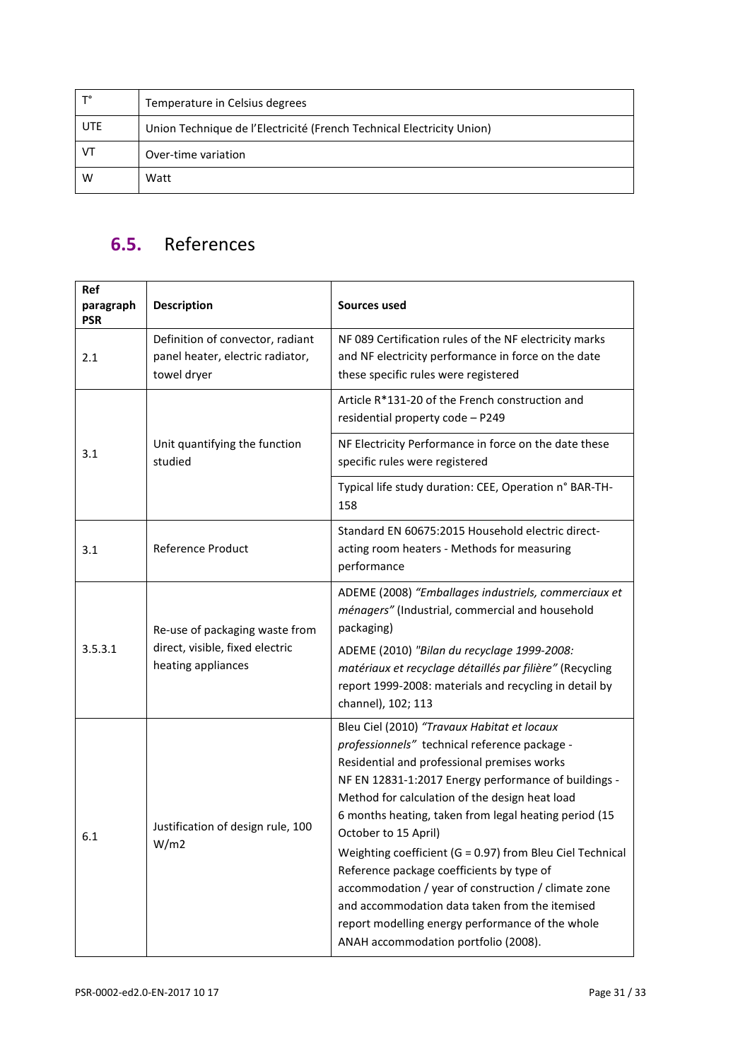| T° | Temperature in Celsius degrees |
|---|---|
| UTE | Union Technique de l'Electricité (French Technical Electricity Union) |
| VT | Over-time variation |
| W | Watt |

## 6.5. References

| Ref paragraph PSR | Description | Sources used |
|---|---|---|
| 2.1 | Definition of convector, radiant panel heater, electric radiator, towel dryer | NF 089 Certification rules of the NF electricity marks and NF electricity performance in force on the date these specific rules were registered |
| 3.1 | Unit quantifying the function studied | Article R*131-20 of the French construction and residential property code – P249 |
| | | NF Electricity Performance in force on the date these specific rules were registered |
| | | Typical life study duration: CEE, Operation n° BAR-TH-158 |
| 3.1 | Reference Product | Standard EN 60675:2015 Household electric direct-acting room heaters - Methods for measuring performance |
| 3.5.3.1 | Re-use of packaging waste from direct, visible, fixed electric heating appliances | ADEME (2008) *"Emballages industriels, commerciaux et ménagers"* (Industrial, commercial and household packaging)<br>ADEME (2010) *"Bilan du recyclage 1999-2008: matériaux et recyclage détaillés par filière"* (Recycling report 1999-2008: materials and recycling in detail by channel), 102; 113 |
| 6.1 | Justification of design rule, 100 W/m2 | Bleu Ciel (2010) *"Travaux Habitat et locaux professionnels"* technical reference package - Residential and professional premises works<br>NF EN 12831-1:2017 Energy performance of buildings - Method for calculation of the design heat load<br>6 months heating, taken from legal heating period (15 October to 15 April)<br>Weighting coefficient (G = 0.97) from Bleu Ciel Technical Reference package coefficients by type of accommodation / year of construction / climate zone and accommodation data taken from the itemised report modelling energy performance of the whole ANAH accommodation portfolio (2008). |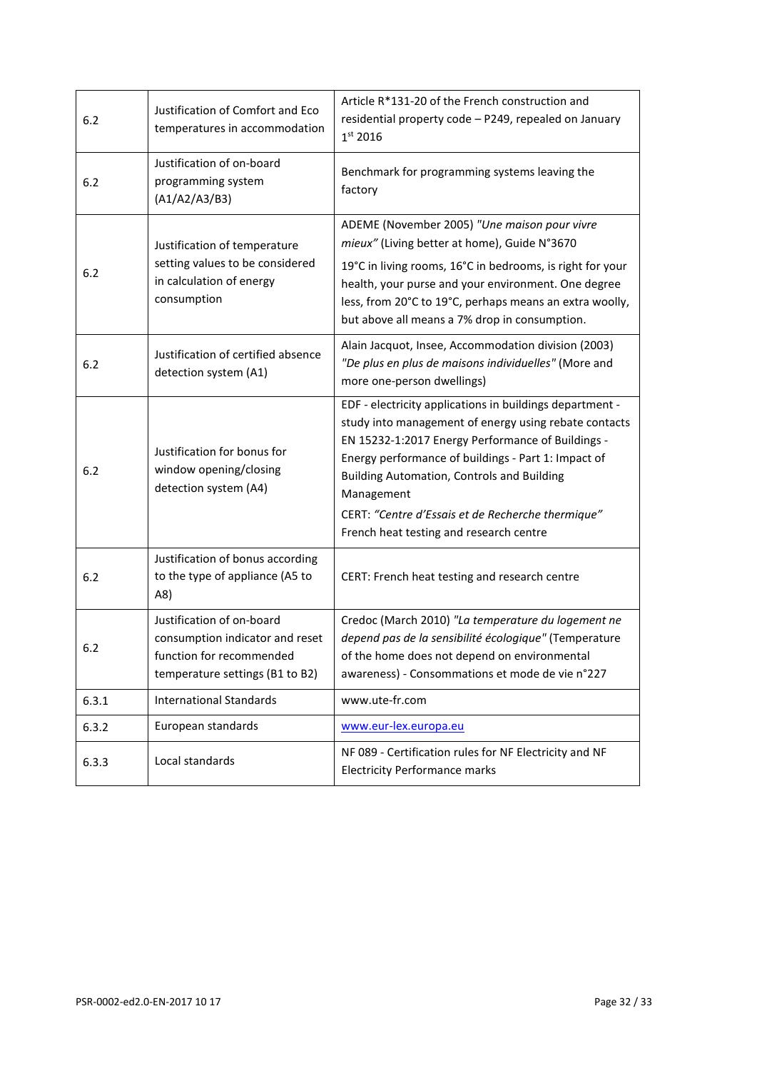| | | |
|---|---|---|
| 6.2 | Justification of Comfort and Eco temperatures in accommodation | Article R*131-20 of the French construction and residential property code – P249, repealed on January 1st 2016 |
| 6.2 | Justification of on-board programming system (A1/A2/A3/B3) | Benchmark for programming systems leaving the factory |
| 6.2 | Justification of temperature setting values to be considered in calculation of energy consumption | ADEME (November 2005) *"Une maison pour vivre mieux"* (Living better at home), Guide N°3670<br><br>19°C in living rooms, 16°C in bedrooms, is right for your health, your purse and your environment. One degree less, from 20°C to 19°C, perhaps means an extra woolly, but above all means a 7% drop in consumption. |
| 6.2 | Justification of certified absence detection system (A1) | Alain Jacquot, Insee, Accommodation division (2003) *"De plus en plus de maisons individuelles"* (More and more one-person dwellings) |
| 6.2 | Justification for bonus for window opening/closing detection system (A4) | EDF - electricity applications in buildings department - study into management of energy using rebate contacts EN 15232-1:2017 Energy Performance of Buildings - Energy performance of buildings - Part 1: Impact of Building Automation, Controls and Building Management<br><br>CERT: *"Centre d'Essais et de Recherche thermique"* French heat testing and research centre |
| 6.2 | Justification of bonus according to the type of appliance (A5 to A8) | CERT: French heat testing and research centre |
| 6.2 | Justification of on-board consumption indicator and reset function for recommended temperature settings (B1 to B2) | Credoc (March 2010) *"La temperature du logement ne depend pas de la sensibilité écologique"* (Temperature of the home does not depend on environmental awareness) - Consommations et mode de vie n°227 |
| 6.3.1 | International Standards | www.ute-fr.com |
| 6.3.2 | European standards | www.eur-lex.europa.eu |
| 6.3.3 | Local standards | NF 089 - Certification rules for NF Electricity and NF Electricity Performance marks |

PSR-0002-ed2.0-EN-2017 10 17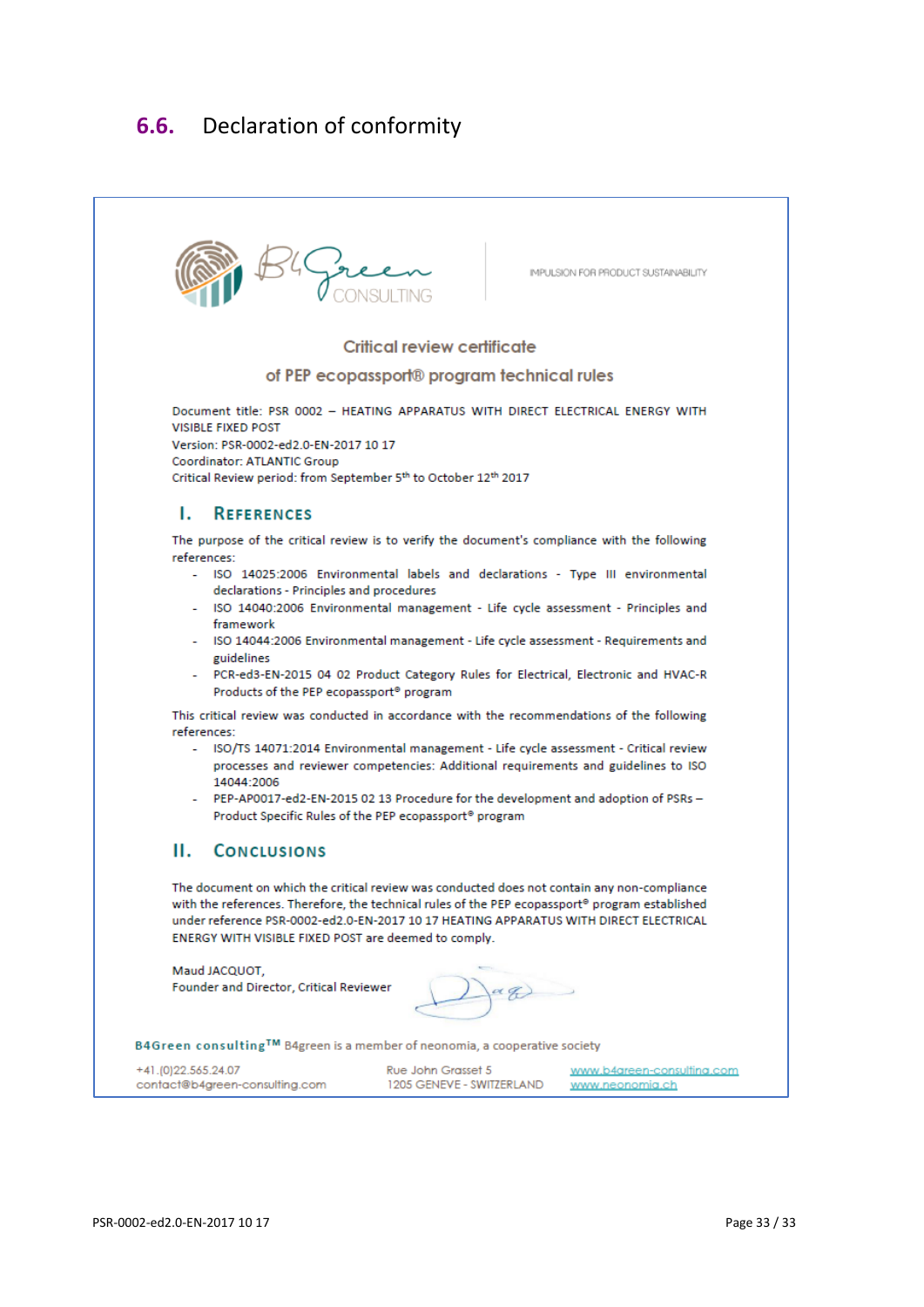## 6.6. Declaration of conformity

B4Green CONSULTING

IMPULSION FOR PRODUCT SUSTAINABILITY

### Critical review certificate

### of PEP ecopassport® program technical rules

Document title: PSR 0002 – HEATING APPARATUS WITH DIRECT ELECTRICAL ENERGY WITH VISIBLE FIXED POST
Version: PSR-0002-ed2.0-EN-2017 10 17
Coordinator: ATLANTIC Group
Critical Review period: from September 5th to October 12th 2017

### I. References

The purpose of the critical review is to verify the document's compliance with the following references:

- ISO 14025:2006 Environmental labels and declarations - Type III environmental declarations - Principles and procedures
- ISO 14040:2006 Environmental management - Life cycle assessment - Principles and framework
- ISO 14044:2006 Environmental management - Life cycle assessment - Requirements and guidelines
- PCR-ed3-EN-2015 04 02 Product Category Rules for Electrical, Electronic and HVAC-R Products of the PEP ecopassport® program

This critical review was conducted in accordance with the recommendations of the following references:

- ISO/TS 14071:2014 Environmental management - Life cycle assessment - Critical review processes and reviewer competencies: Additional requirements and guidelines to ISO 14044:2006
- PEP-AP0017-ed2-EN-2015 02 13 Procedure for the development and adoption of PSRs – Product Specific Rules of the PEP ecopassport® program

### II. Conclusions

The document on which the critical review was conducted does not contain any non-compliance with the references. Therefore, the technical rules of the PEP ecopassport® program established under reference PSR-0002-ed2.0-EN-2017 10 17 HEATING APPARATUS WITH DIRECT ELECTRICAL ENERGY WITH VISIBLE FIXED POST are deemed to comply.

Maud JACQUOT,
Founder and Director, Critical Reviewer

**B4Green consulting™** B4green is a member of neonomia, a cooperative society

+41.(0)22.565.24.07
contact@b4green-consulting.com

Rue John Grasset 5
1205 GENEVE - SWITZERLAND

www.b4green-consulting.com
www.neonomia.ch